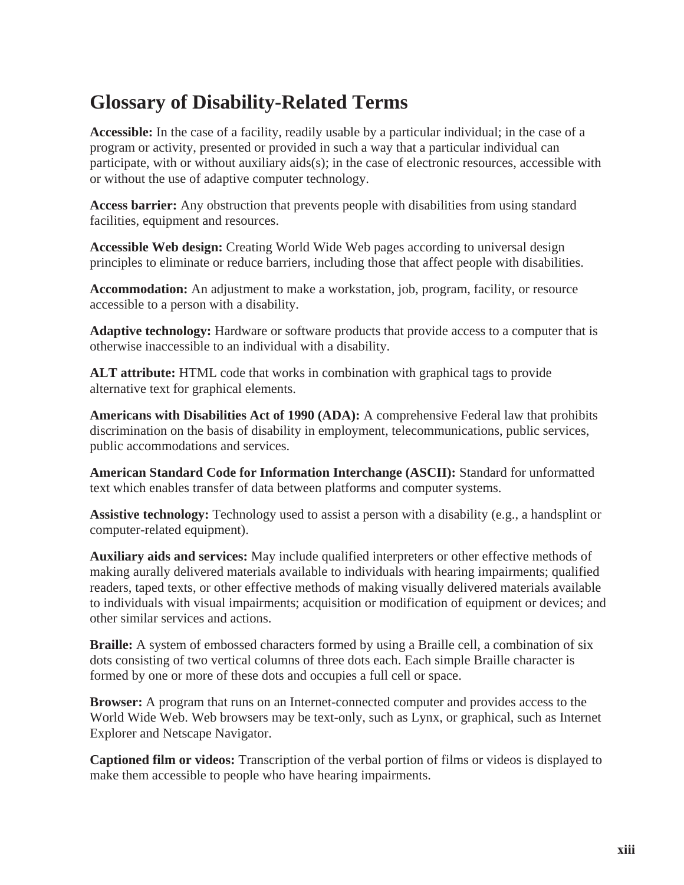# Glossary of Disability-Related Terms

**Accessible:** In the case of a facility, readily usable by a particular individual; in the case of a program or activity, presented or provided in such a way that a particular individual can participate, with or without auxiliary aids(s); in the case of electronic resources, accessible with or without the use of adaptive computer technology.

**Access barrier:** Any obstruction that prevents people with disabilities from using standard facilities, equipment and resources.

**Accessible Web design:** Creating World Wide Web pages according to universal design principles to eliminate or reduce barriers, including those that affect people with disabilities.

**Accommodation:** An adjustment to make a workstation, job, program, facility, or resource accessible to a person with a disability.

**Adaptive technology:** Hardware or software products that provide access to a computer that is otherwise inaccessible to an individual with a disability.

**ALT attribute:** HTML code that works in combination with graphical tags to provide alternative text for graphical elements.

**Americans with Disabilities Act of 1990 (ADA):** A comprehensive Federal law that prohibits discrimination on the basis of disability in employment, telecommunications, public services, public accommodations and services.

**American Standard Code for Information Interchange (ASCII):** Standard for unformatted text which enables transfer of data between platforms and computer systems.

**Assistive technology:** Technology used to assist a person with a disability (e.g., a handsplint or computer-related equipment).

**Auxiliary aids and services:** May include qualified interpreters or other effective methods of making aurally delivered materials available to individuals with hearing impairments; qualified readers, taped texts, or other effective methods of making visually delivered materials available to individuals with visual impairments; acquisition or modification of equipment or devices; and other similar services and actions.

**Braille:** A system of embossed characters formed by using a Braille cell, a combination of six dots consisting of two vertical columns of three dots each. Each simple Braille character is formed by one or more of these dots and occupies a full cell or space.

**Browser:** A program that runs on an Internet-connected computer and provides access to the World Wide Web. Web browsers may be text-only, such as Lynx, or graphical, such as Internet Explorer and Netscape Navigator.

**Captioned film or videos:** Transcription of the verbal portion of films or videos is displayed to make them accessible to people who have hearing impairments.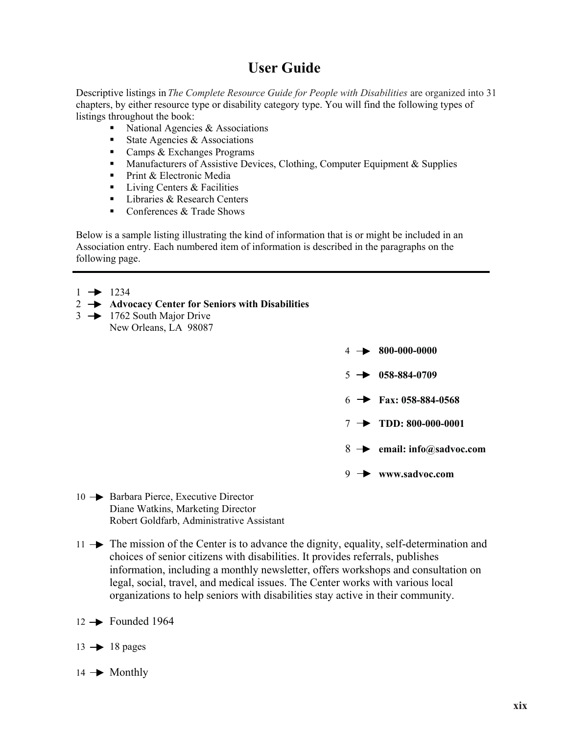# User Guide

Descriptive listings in *The Complete Resource Guide for People with Disabilities* are organized into 31 chapters, by either resource type or disability category type. You will find the following types of listings throughout the book:

- National Agencies & Associations
- State Agencies & Associations
- Camps & Exchanges Programs
- Manufacturers of Assistive Devices, Clothing, Computer Equipment & Supplies
- Print & Electronic Media
- Living Centers & Facilities
- Libraries & Research Centers
- Conferences & Trade Shows

Below is a sample listing illustrating the kind of information that is or might be included in an Association entry. Each numbered item of information is described in the paragraphs on the following page.

---

1 → 1234

2 → **Advocacy Center for Seniors with Disabilities**

3 → 1762 South Major Drive
New Orleans, LA 98087

4 → **800-000-0000**

5 → **058-884-0709**

6 → **Fax: 058-884-0568**

7 → **TDD: 800-000-0001**

8 → **email: info@sadvoc.com**

9 → **www.sadvoc.com**

10 → Barbara Pierce, Executive Director
Diane Watkins, Marketing Director
Robert Goldfarb, Administrative Assistant

11 → The mission of the Center is to advance the dignity, equality, self-determination and choices of senior citizens with disabilities. It provides referrals, publishes information, including a monthly newsletter, offers workshops and consultation on legal, social, travel, and medical issues. The Center works with various local organizations to help seniors with disabilities stay active in their community.

12 → Founded 1964

13 → 18 pages

14 → Monthly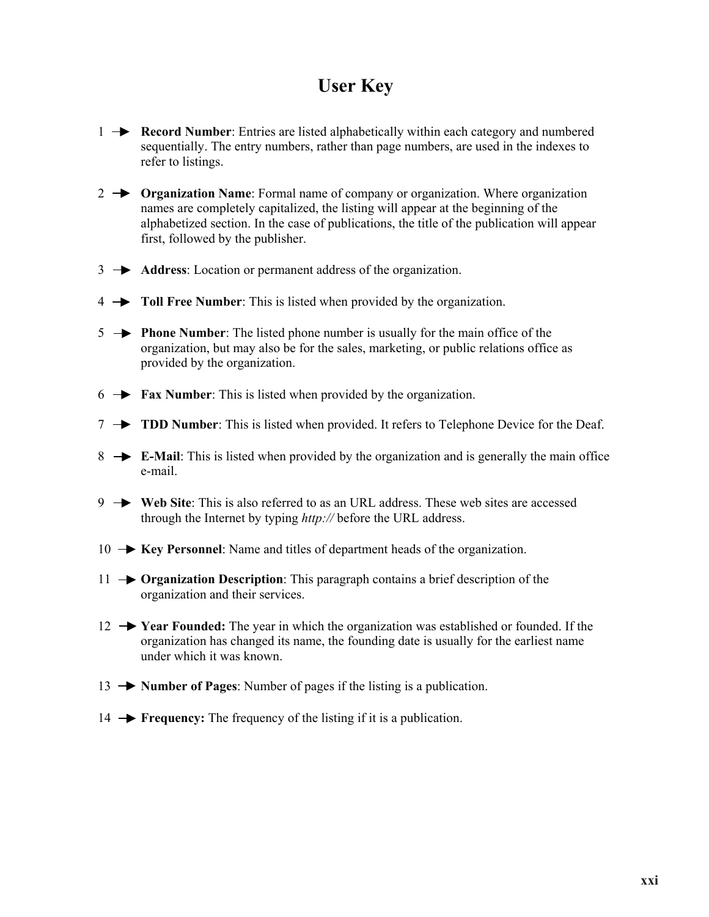# User Key

1 → **Record Number**: Entries are listed alphabetically within each category and numbered sequentially. The entry numbers, rather than page numbers, are used in the indexes to refer to listings.

2 → **Organization Name**: Formal name of company or organization. Where organization names are completely capitalized, the listing will appear at the beginning of the alphabetized section. In the case of publications, the title of the publication will appear first, followed by the publisher.

3 → **Address**: Location or permanent address of the organization.

4 → **Toll Free Number**: This is listed when provided by the organization.

5 → **Phone Number**: The listed phone number is usually for the main office of the organization, but may also be for the sales, marketing, or public relations office as provided by the organization.

6 → **Fax Number**: This is listed when provided by the organization.

7 → **TDD Number**: This is listed when provided. It refers to Telephone Device for the Deaf.

8 → **E-Mail**: This is listed when provided by the organization and is generally the main office e-mail.

9 → **Web Site**: This is also referred to as an URL address. These web sites are accessed through the Internet by typing *http://* before the URL address.

10 → **Key Personnel**: Name and titles of department heads of the organization.

11 → **Organization Description**: This paragraph contains a brief description of the organization and their services.

12 → **Year Founded:** The year in which the organization was established or founded. If the organization has changed its name, the founding date is usually for the earliest name under which it was known.

13 → **Number of Pages**: Number of pages if the listing is a publication.

14 → **Frequency:** The frequency of the listing if it is a publication.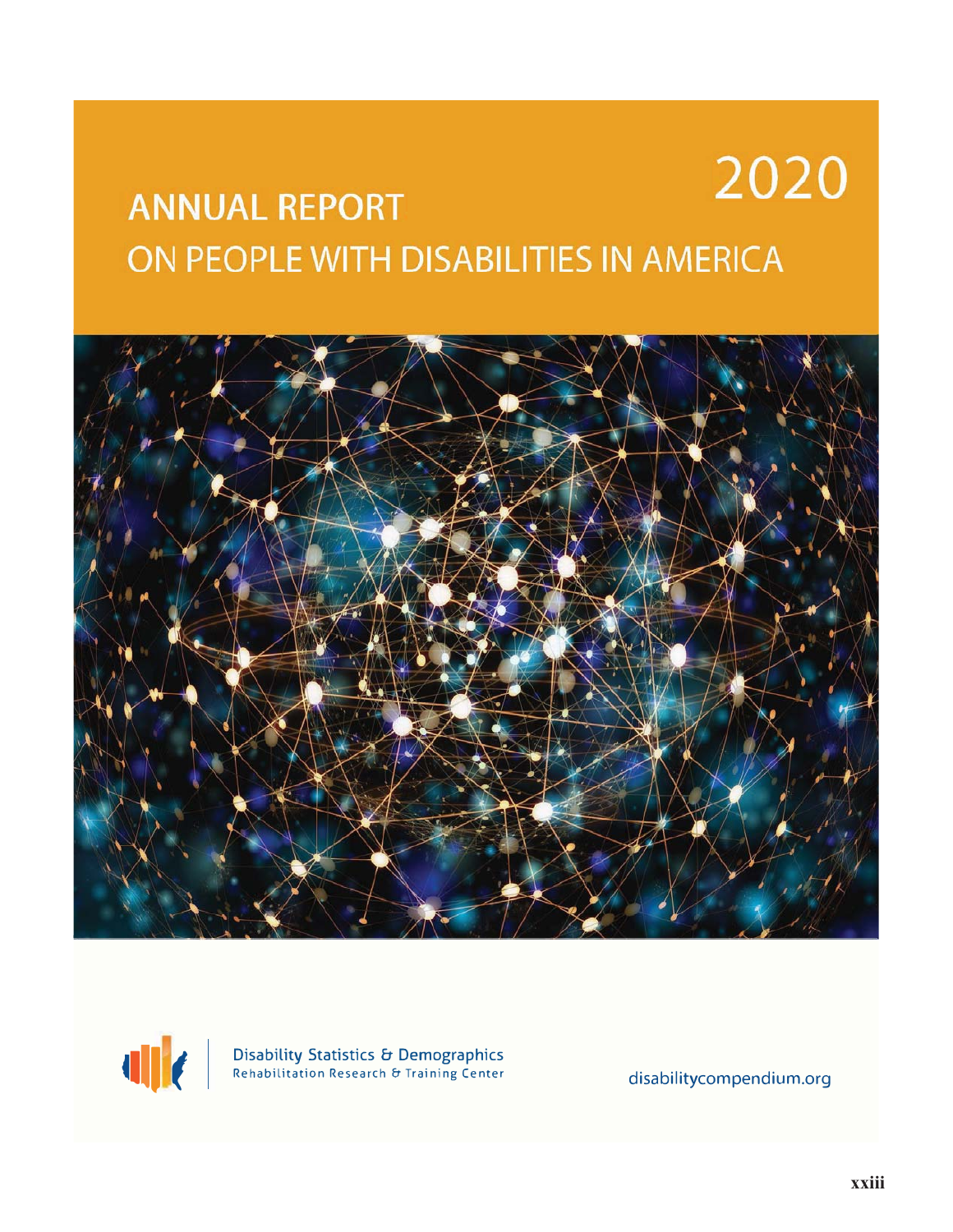# 2020

# ANNUAL REPORT

## ON PEOPLE WITH DISABILITIES IN AMERICA

Disability Statistics & Demographics
Rehabilitation Research & Training Center

disabilitycompendium.org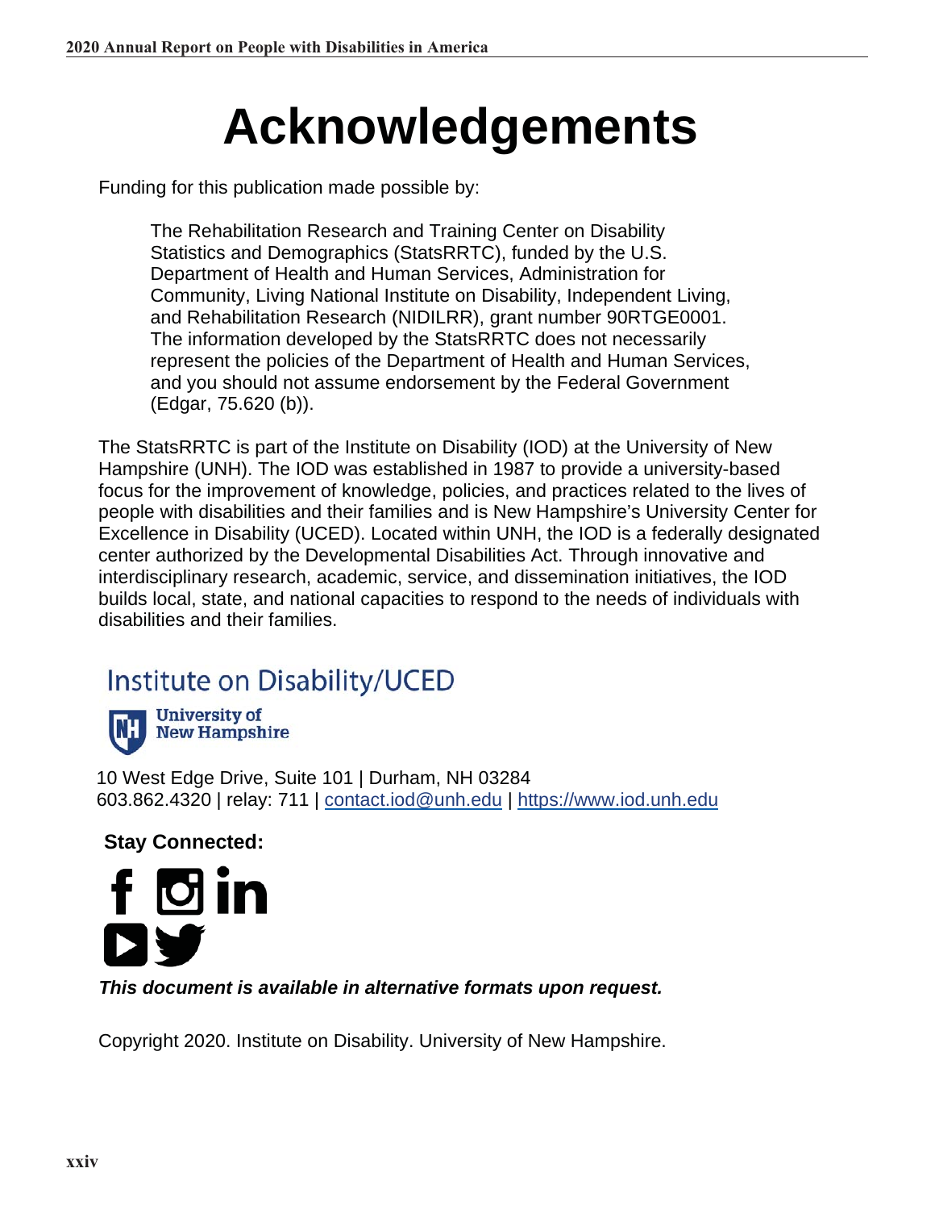# Acknowledgements

Funding for this publication made possible by:

> The Rehabilitation Research and Training Center on Disability Statistics and Demographics (StatsRRTC), funded by the U.S. Department of Health and Human Services, Administration for Community, Living National Institute on Disability, Independent Living, and Rehabilitation Research (NIDILRR), grant number 90RTGE0001. The information developed by the StatsRRTC does not necessarily represent the policies of the Department of Health and Human Services, and you should not assume endorsement by the Federal Government (Edgar, 75.620 (b)).

The StatsRRTC is part of the Institute on Disability (IOD) at the University of New Hampshire (UNH). The IOD was established in 1987 to provide a university-based focus for the improvement of knowledge, policies, and practices related to the lives of people with disabilities and their families and is New Hampshire's University Center for Excellence in Disability (UCED). Located within UNH, the IOD is a federally designated center authorized by the Developmental Disabilities Act. Through innovative and interdisciplinary research, academic, service, and dissemination initiatives, the IOD builds local, state, and national capacities to respond to the needs of individuals with disabilities and their families.

Institute on Disability/UCED

University of New Hampshire

10 West Edge Drive, Suite 101 | Durham, NH 03284
603.862.4320 | relay: 711 | contact.iod@unh.edu | https://www.iod.unh.edu

**Stay Connected:**

***This document is available in alternative formats upon request.***

Copyright 2020. Institute on Disability. University of New Hampshire.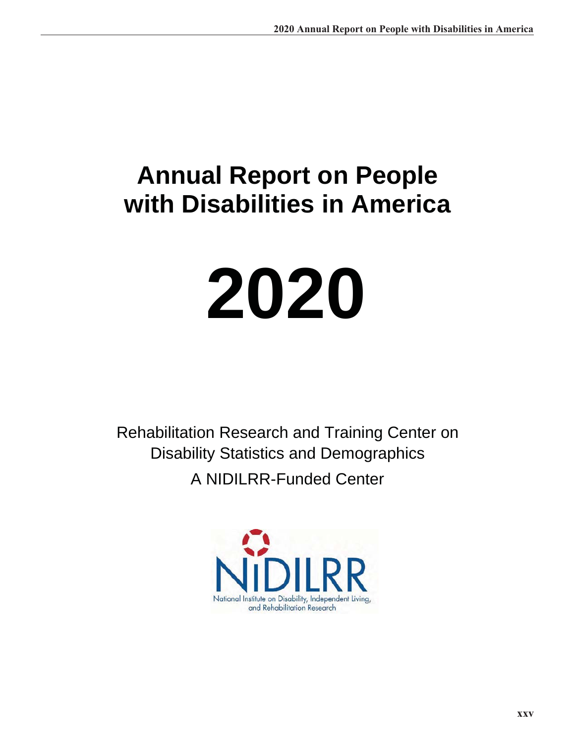# Annual Report on People with Disabilities in America

# 2020

Rehabilitation Research and Training Center on Disability Statistics and Demographics

A NIDILRR-Funded Center

NiDILRR

National Institute on Disability, Independent Living, and Rehabilitation Research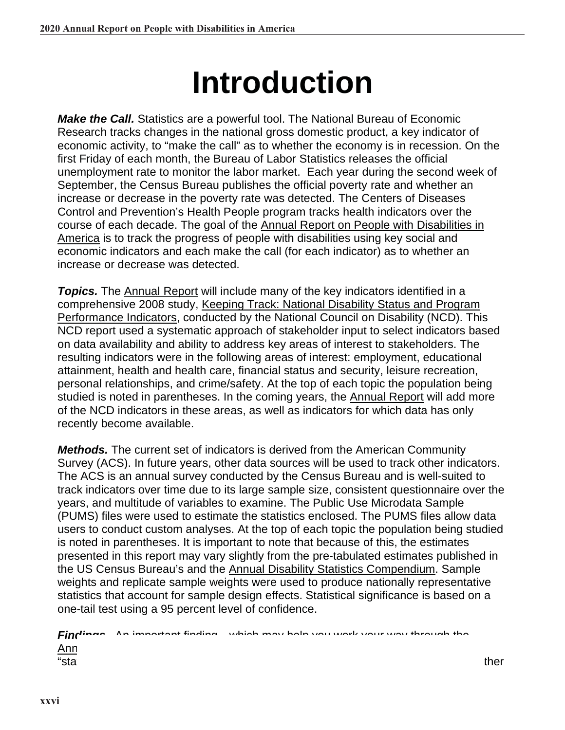# Introduction

***Make the Call.*** Statistics are a powerful tool. The National Bureau of Economic Research tracks changes in the national gross domestic product, a key indicator of economic activity, to "make the call" as to whether the economy is in recession. On the first Friday of each month, the Bureau of Labor Statistics releases the official unemployment rate to monitor the labor market. Each year during the second week of September, the Census Bureau publishes the official poverty rate and whether an increase or decrease in the poverty rate was detected. The Centers of Diseases Control and Prevention's Health People program tracks health indicators over the course of each decade. The goal of the Annual Report on People with Disabilities in America is to track the progress of people with disabilities using key social and economic indicators and each make the call (for each indicator) as to whether an increase or decrease was detected.

***Topics.*** The Annual Report will include many of the key indicators identified in a comprehensive 2008 study, Keeping Track: National Disability Status and Program Performance Indicators, conducted by the National Council on Disability (NCD). This NCD report used a systematic approach of stakeholder input to select indicators based on data availability and ability to address key areas of interest to stakeholders. The resulting indicators were in the following areas of interest: employment, educational attainment, health and health care, financial status and security, leisure recreation, personal relationships, and crime/safety. At the top of each topic the population being studied is noted in parentheses. In the coming years, the Annual Report will add more of the NCD indicators in these areas, as well as indicators for which data has only recently become available.

***Methods.*** The current set of indicators is derived from the American Community Survey (ACS). In future years, other data sources will be used to track other indicators. The ACS is an annual survey conducted by the Census Bureau and is well-suited to track indicators over time due to its large sample size, consistent questionnaire over the years, and multitude of variables to examine. The Public Use Microdata Sample (PUMS) files were used to estimate the statistics enclosed. The PUMS files allow data users to conduct custom analyses. At the top of each topic the population being studied is noted in parentheses. It is important to note that because of this, the estimates presented in this report may vary slightly from the pre-tabulated estimates published in the US Census Bureau's and the Annual Disability Statistics Compendium. Sample weights and replicate sample weights were used to produce nationally representative statistics that account for sample design effects. Statistical significance is based on a one-tail test using a 95 percent level of confidence.

***Findings.*** An important finding – which may help you work your way through the Ann

"sta ther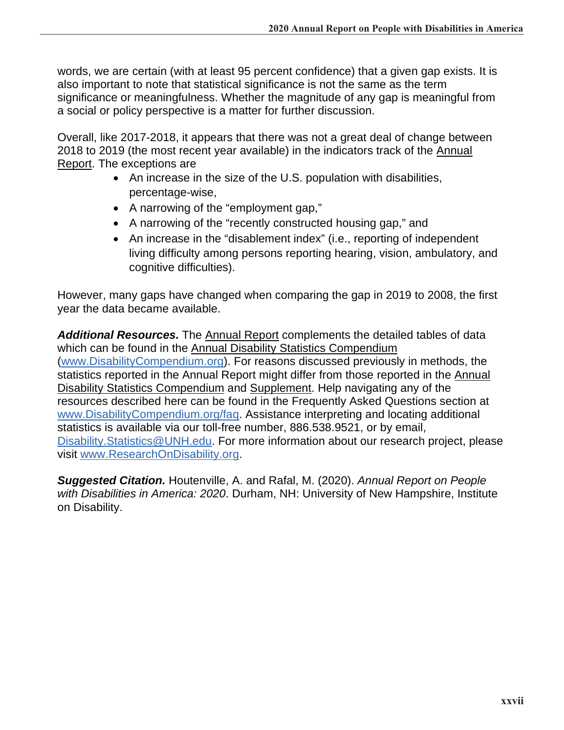words, we are certain (with at least 95 percent confidence) that a given gap exists. It is also important to note that statistical significance is not the same as the term significance or meaningfulness. Whether the magnitude of any gap is meaningful from a social or policy perspective is a matter for further discussion.

Overall, like 2017-2018, it appears that there was not a great deal of change between 2018 to 2019 (the most recent year available) in the indicators track of the Annual Report. The exceptions are

- An increase in the size of the U.S. population with disabilities, percentage-wise,
- A narrowing of the "employment gap,"
- A narrowing of the "recently constructed housing gap," and
- An increase in the "disablement index" (i.e., reporting of independent living difficulty among persons reporting hearing, vision, ambulatory, and cognitive difficulties).

However, many gaps have changed when comparing the gap in 2019 to 2008, the first year the data became available.

***Additional Resources.*** The Annual Report complements the detailed tables of data which can be found in the Annual Disability Statistics Compendium (www.DisabilityCompendium.org). For reasons discussed previously in methods, the statistics reported in the Annual Report might differ from those reported in the Annual Disability Statistics Compendium and Supplement. Help navigating any of the resources described here can be found in the Frequently Asked Questions section at www.DisabilityCompendium.org/faq. Assistance interpreting and locating additional statistics is available via our toll-free number, 886.538.9521, or by email, Disability.Statistics@UNH.edu. For more information about our research project, please visit www.ResearchOnDisability.org.

***Suggested Citation.*** Houtenville, A. and Rafal, M. (2020). *Annual Report on People with Disabilities in America: 2020*. Durham, NH: University of New Hampshire, Institute on Disability.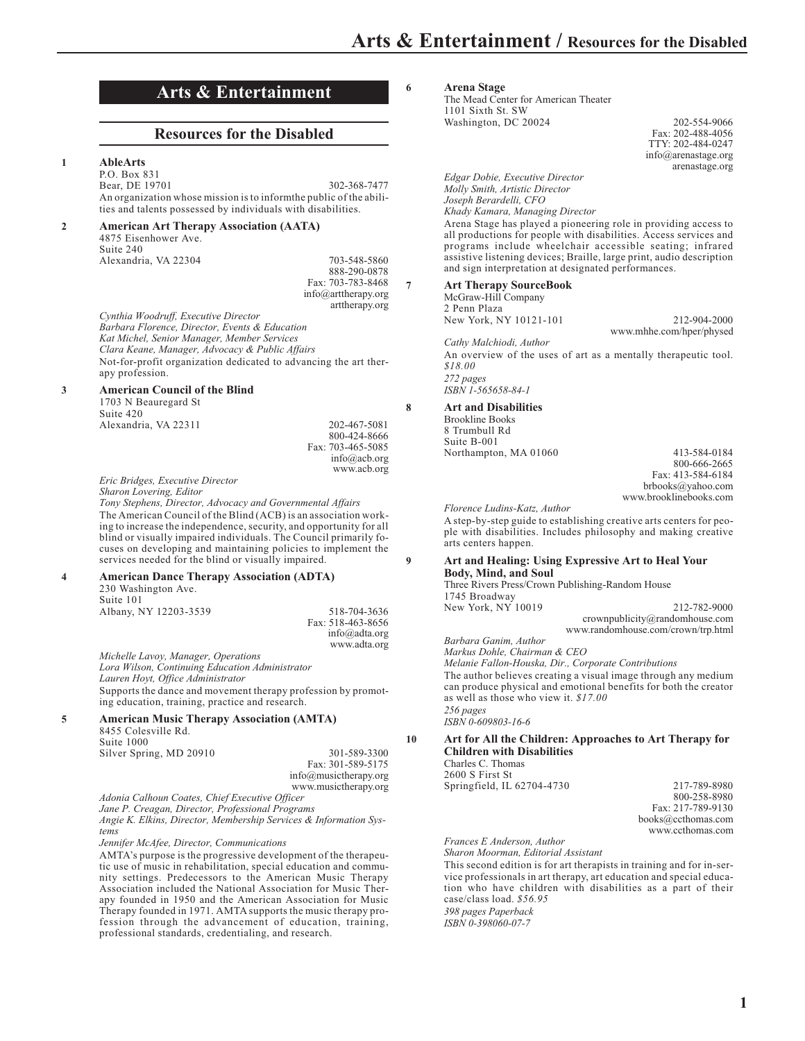# Arts & Entertainment

## Resources for the Disabled

**1 AbleArts**
P.O. Box 831
Bear, DE 19701
302-368-7477

An organization whose mission is to informthe public of the abilities and talents possessed by individuals with disabilities.

**2 American Art Therapy Association (AATA)**
4875 Eisenhower Ave.
Suite 240
Alexandria, VA 22304
703-548-5860
888-290-0878
Fax: 703-783-8468
info@arttherapy.org
arttherapy.org

*Cynthia Woodruff, Executive Director*
*Barbara Florence, Director, Events & Education*
*Kat Michel, Senior Manager, Member Services*
*Clara Keane, Manager, Advocacy & Public Affairs*

Not-for-profit organization dedicated to advancing the art therapy profession.

**3 American Council of the Blind**
1703 N Beauregard St
Suite 420
Alexandria, VA 22311
202-467-5081
800-424-8666
Fax: 703-465-5085
info@acb.org
www.acb.org

*Eric Bridges, Executive Director*
*Sharon Lovering, Editor*
*Tony Stephens, Director, Advocacy and Governmental Affairs*

The American Council of the Blind (ACB) is an association working to increase the independence, security, and opportunity for all blind or visually impaired individuals. The Council primarily focuses on developing and maintaining policies to implement the services needed for the blind or visually impaired.

**4 American Dance Therapy Association (ADTA)**
230 Washington Ave.
Suite 101
Albany, NY 12203-3539
518-704-3636
Fax: 518-463-8656
info@adta.org
www.adta.org

*Michelle Lavoy, Manager, Operations*
*Lora Wilson, Continuing Education Administrator*
*Lauren Hoyt, Office Administrator*

Supports the dance and movement therapy profession by promoting education, training, practice and research.

**5 American Music Therapy Association (AMTA)**
8455 Colesville Rd.
Suite 1000
Silver Spring, MD 20910
301-589-3300
Fax: 301-589-5175
info@musictherapy.org
www.musictherapy.org

*Adonia Calhoun Coates, Chief Executive Officer*
*Jane P. Creagan, Director, Professional Programs*
*Angie K. Elkins, Director, Membership Services & Information Systems*
*Jennifer McAfee, Director, Communications*

AMTA's purpose is the progressive development of the therapeutic use of music in rehabilitation, special education and community settings. Predecessors to the American Music Therapy Association included the National Association for Music Therapy founded in 1950 and the American Association for Music Therapy founded in 1971. AMTA supports the music therapy profession through the advancement of education, training, professional standards, credentialing, and research.

**6 Arena Stage**
The Mead Center for American Theater
1101 Sixth St. SW
Washington, DC 20024
202-554-9066
Fax: 202-488-4056
TTY: 202-484-0247
info@arenastage.org
arenastage.org

*Edgar Dobie, Executive Director*
*Molly Smith, Artistic Director*
*Joseph Berardelli, CFO*
*Khady Kamara, Managing Director*

Arena Stage has played a pioneering role in providing access to all productions for people with disabilities. Access services and programs include wheelchair accessible seating; infrared assistive listening devices; Braille, large print, audio description and sign interpretation at designated performances.

**7 Art Therapy SourceBook**
McGraw-Hill Company
2 Penn Plaza
New York, NY 10121-101
212-904-2000
www.mhhe.com/hper/physed

*Cathy Malchiodi, Author*

An overview of the uses of art as a mentally therapeutic tool. *$18.00*
*272 pages*
*ISBN 1-565658-84-1*

**8 Art and Disabilities**
Brookline Books
8 Trumbull Rd
Suite B-001
Northampton, MA 01060
413-584-0184
800-666-2665
Fax: 413-584-6184
brbooks@yahoo.com
www.brooklinebooks.com

*Florence Ludins-Katz, Author*

A step-by-step guide to establishing creative arts centers for people with disabilities. Includes philosophy and making creative arts centers happen.

**9 Art and Healing: Using Expressive Art to Heal Your Body, Mind, and Soul**
Three Rivers Press/Crown Publishing-Random House
1745 Broadway
New York, NY 10019
212-782-9000
crownpublicity@randomhouse.com
www.randomhouse.com/crown/trp.html

*Barbara Ganim, Author*
*Markus Dohle, Chairman & CEO*
*Melanie Fallon-Houska, Dir., Corporate Contributions*

The author believes creating a visual image through any medium can produce physical and emotional benefits for both the creator as well as those who view it. *$17.00*
*256 pages*
*ISBN 0-609803-16-6*

**10 Art for All the Children: Approaches to Art Therapy for Children with Disabilities**
Charles C. Thomas
2600 S First St
Springfield, IL 62704-4730
217-789-8980
800-258-8980
Fax: 217-789-9130
books@ccthomas.com
www.ccthomas.com

*Frances E Anderson, Author*
*Sharon Moorman, Editorial Assistant*

This second edition is for art therapists in training and for in-service professionals in art therapy, art education and special education who have children with disabilities as a part of their case/class load. *$56.95*
*398 pages Paperback*
*ISBN 0-398060-07-7*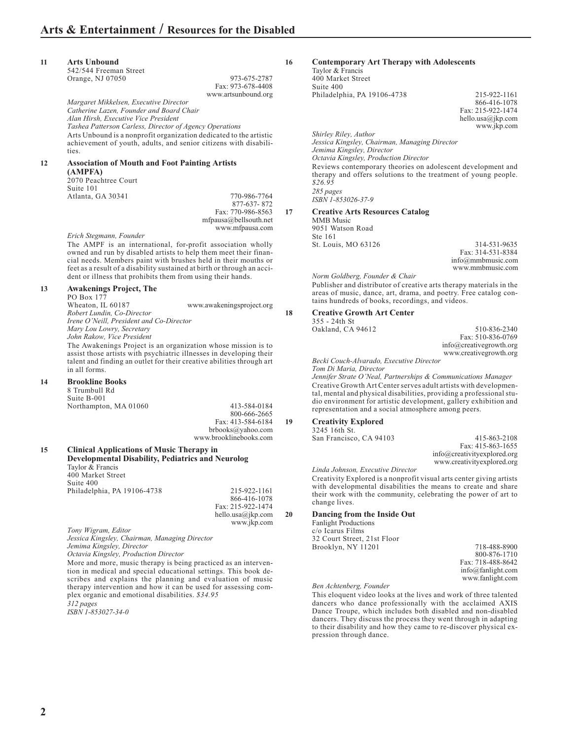## 11 Arts Unbound

542/544 Freeman Street
Orange, NJ 07050
973-675-2787
Fax: 973-678-4408
www.artsunbound.org

*Margaret Mikkelsen, Executive Director*
*Catherine Lazen, Founder and Board Chair*
*Alan Hirsh, Executive Vice President*
*Tashea Patterson Carless, Director of Agency Operations*

Arts Unbound is a nonprofit organization dedicated to the artistic achievement of youth, adults, and senior citizens with disabilities.

## 12 Association of Mouth and Foot Painting Artists (AMPFA)

2070 Peachtree Court
Suite 101
Atlanta, GA 30341
770-986-7764
877-637- 872
Fax: 770-986-8563
mfpausa@bellsouth.net
www.mfpausa.com

*Erich Stegmann, Founder*

The AMPF is an international, for-profit association wholly owned and run by disabled artists to help them meet their financial needs. Members paint with brushes held in their mouths or feet as a result of a disability sustained at birth or through an accident or illness that prohibits them from using their hands.

## 13 Awakenings Project, The

PO Box 177
Wheaton, IL 60187
www.awakeningsproject.org

*Robert Lundin, Co-Director*
*Irene O'Neill, President and Co-Director*
*Mary Lou Lowry, Secretary*
*John Rakow, Vice President*

The Awakenings Project is an organization whose mission is to assist those artists with psychiatric illnesses in developing their talent and finding an outlet for their creative abilities through art in all forms.

## 14 Brookline Books

8 Trumbull Rd
Suite B-001
Northampton, MA 01060
413-584-0184
800-666-2665
Fax: 413-584-6184
brbooks@yahoo.com
www.brooklinebooks.com

## 15 Clinical Applications of Music Therapy in Developmental Disability, Pediatrics and Neurolog

Taylor & Francis
400 Market Street
Suite 400
Philadelphia, PA 19106-4738
215-922-1161
866-416-1078
Fax: 215-922-1474
hello.usa@jkp.com
www.jkp.com

*Tony Wigram, Editor*
*Jessica Kingsley, Chairman, Managing Director*
*Jemima Kingsley, Director*
*Octavia Kingsley, Production Director*

More and more, music therapy is being practiced as an intervention in medical and special educational settings. This book describes and explains the planning and evaluation of music therapy intervention and how it can be used for assessing complex organic and emotional disabilities. *$34.95*

*312 pages*
*ISBN 1-853027-34-0*

## 16 Contemporary Art Therapy with Adolescents

Taylor & Francis
400 Market Street
Suite 400
Philadelphia, PA 19106-4738
215-922-1161
866-416-1078
Fax: 215-922-1474
hello.usa@jkp.com
www.jkp.com

*Shirley Riley, Author*
*Jessica Kingsley, Chairman, Managing Director*
*Jemima Kingsley, Director*
*Octavia Kingsley, Production Director*

Reviews contemporary theories on adolescent development and therapy and offers solutions to the treatment of young people.
*$26.95*

*285 pages*
*ISBN 1-853026-37-9*

## 17 Creative Arts Resources Catalog

MMB Music
9051 Watson Road
Ste 161
St. Louis, MO 63126
314-531-9635
Fax: 314-531-8384
info@mmbmusic.com
www.mmbmusic.com

*Norm Goldberg, Founder & Chair*

Publisher and distributor of creative arts therapy materials in the areas of music, dance, art, drama, and poetry. Free catalog contains hundreds of books, recordings, and videos.

## 18 Creative Growth Art Center

355 - 24th St
Oakland, CA 94612
510-836-2340
Fax: 510-836-0769
info@creativegrowth.org
www.creativegrowth.org

*Becki Couch-Alvarado, Executive Director*
*Tom Di Maria, Director*
*Jennifer Strate O'Neal, Partnerships & Communications Manager*

Creative Growth Art Center serves adult artists with developmental, mental and physical disabilities, providing a professional studio environment for artistic development, gallery exhibition and representation and a social atmosphere among peers.

## 19 Creativity Explored

3245 16th St.
San Francisco, CA 94103
415-863-2108
Fax: 415-863-1655
info@creativityexplored.org
www.creativityexplored.org

*Linda Johnson, Executive Director*

Creativity Explored is a nonprofit visual arts center giving artists with developmental disabilities the means to create and share their work with the community, celebrating the power of art to change lives.

## 20 Dancing from the Inside Out

Fanlight Productions
c/o Icarus Films
32 Court Street, 21st Floor
Brooklyn, NY 11201
718-488-8900
800-876-1710
Fax: 718-488-8642
info@fanlight.com
www.fanlight.com

*Ben Achtenberg, Founder*

This eloquent video looks at the lives and work of three talented dancers who dance professionally with the acclaimed AXIS Dance Troupe, which includes both disabled and non-disabled dancers. They discuss the process they went through in adapting to their disability and how they came to re-discover physical expression through dance.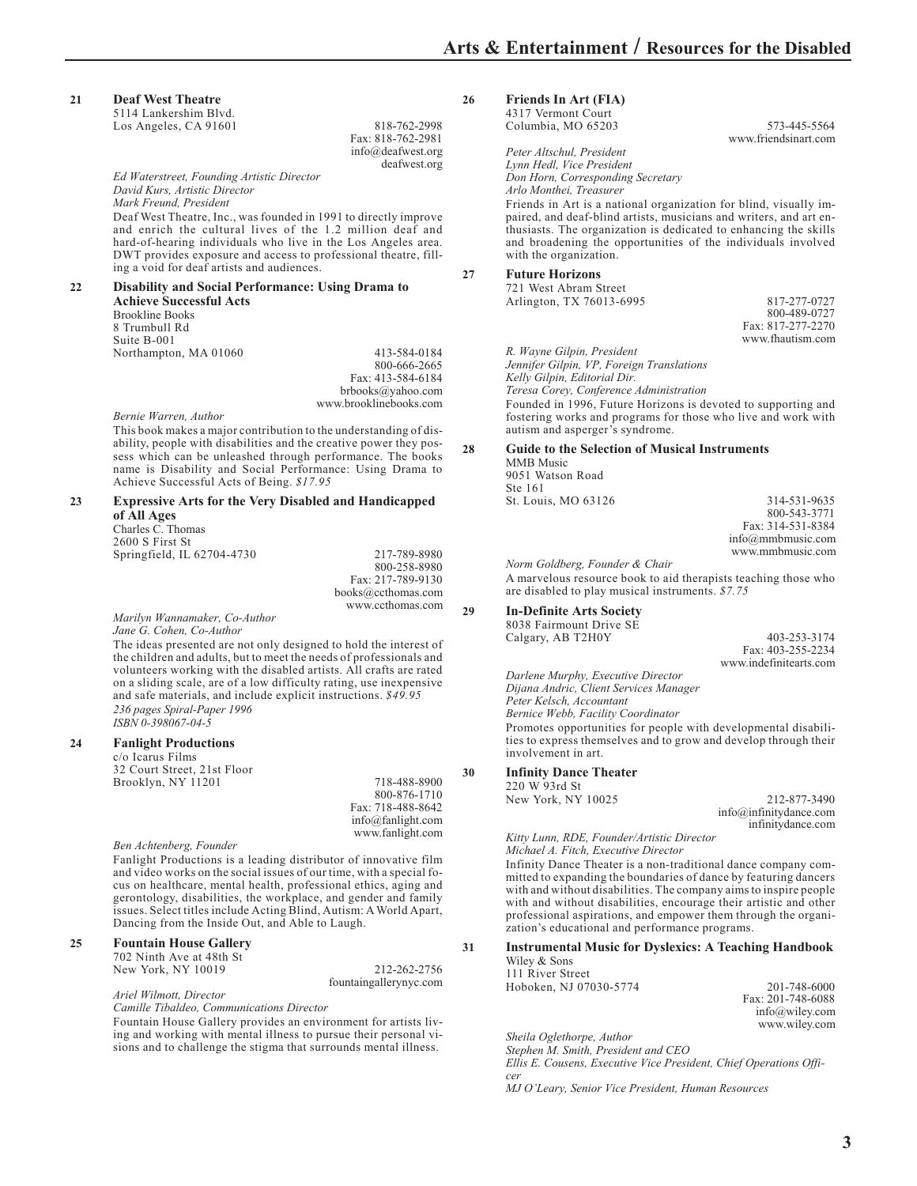**21 Deaf West Theatre**
5114 Lankershim Blvd.
Los Angeles, CA 91601
818-762-2998
Fax: 818-762-2981
info@deafwest.org
deafwest.org

*Ed Waterstreet, Founding Artistic Director*
*David Kurs, Artistic Director*
*Mark Freund, President*

Deaf West Theatre, Inc., was founded in 1991 to directly improve and enrich the cultural lives of the 1.2 million deaf and hard-of-hearing individuals who live in the Los Angeles area. DWT provides exposure and access to professional theatre, filling a void for deaf artists and audiences.

**22 Disability and Social Performance: Using Drama to Achieve Successful Acts**
Brookline Books
8 Trumbull Rd
Suite B-001
Northampton, MA 01060
413-584-0184
800-666-2665
Fax: 413-584-6184
brbooks@yahoo.com
www.brooklinebooks.com

*Bernie Warren, Author*

This book makes a major contribution to the understanding of disability, people with disabilities and the creative power they possess which can be unleashed through performance. The books name is Disability and Social Performance: Using Drama to Achieve Successful Acts of Being. *$17.95*

**23 Expressive Arts for the Very Disabled and Handicapped of All Ages**
Charles C. Thomas
2600 S First St
Springfield, IL 62704-4730
217-789-8980
800-258-8980
Fax: 217-789-9130
books@ccthomas.com
www.ccthomas.com

*Marilyn Wannamaker, Co-Author*
*Jane G. Cohen, Co-Author*

The ideas presented are not only designed to hold the interest of the children and adults, but to meet the needs of professionals and volunteers working with the disabled artists. All crafts are rated on a sliding scale, are of a low difficulty rating, use inexpensive and safe materials, and include explicit instructions. *$49.95*
*236 pages Spiral-Paper 1996*
*ISBN 0-398067-04-5*

**24 Fanlight Productions**
c/o Icarus Films
32 Court Street, 21st Floor
Brooklyn, NY 11201
718-488-8900
800-876-1710
Fax: 718-488-8642
info@fanlight.com
www.fanlight.com

*Ben Achtenberg, Founder*

Fanlight Productions is a leading distributor of innovative film and video works on the social issues of our time, with a special focus on healthcare, mental health, professional ethics, aging and gerontology, disabilities, the workplace, and gender and family issues. Select titles include Acting Blind, Autism: A World Apart, Dancing from the Inside Out, and Able to Laugh.

**25 Fountain House Gallery**
702 Ninth Ave at 48th St
New York, NY 10019
212-262-2756
fountaingallerynyc.com

*Ariel Wilmott, Director*
*Camille Tibaldeo, Communications Director*

Fountain House Gallery provides an environment for artists living and working with mental illness to pursue their personal visions and to challenge the stigma that surrounds mental illness.

**26 Friends In Art (FIA)**
4317 Vermont Court
Columbia, MO 65203
573-445-5564
www.friendsinart.com

*Peter Altschul, President*
*Lynn Hedl, Vice President*
*Don Horn, Corresponding Secretary*
*Arlo Monthei, Treasurer*

Friends in Art is a national organization for blind, visually impaired, and deaf-blind artists, musicians and writers, and art enthusiasts. The organization is dedicated to enhancing the skills and broadening the opportunities of the individuals involved with the organization.

**27 Future Horizons**
721 West Abram Street
Arlington, TX 76013-6995
817-277-0727
800-489-0727
Fax: 817-277-2270
www.fhautism.com

*R. Wayne Gilpin, President*
*Jennifer Gilpin, VP, Foreign Translations*
*Kelly Gilpin, Editorial Dir.*
*Teresa Corey, Conference Administration*

Founded in 1996, Future Horizons is devoted to supporting and fostering works and programs for those who live and work with autism and asperger's syndrome.

**28 Guide to the Selection of Musical Instruments**
MMB Music
9051 Watson Road
Ste 161
St. Louis, MO 63126
314-531-9635
800-543-3771
Fax: 314-531-8384
info@mmbmusic.com
www.mmbmusic.com

*Norm Goldberg, Founder & Chair*

A marvelous resource book to aid therapists teaching those who are disabled to play musical instruments. *$7.75*

**29 In-Definite Arts Society**
8038 Fairmount Drive SE
Calgary, AB T2H0Y
403-253-3174
Fax: 403-255-2234
www.indefinitearts.com

*Darlene Murphy, Executive Director*
*Dijana Andric, Client Services Manager*
*Peter Kelsch, Accountant*
*Bernice Webb, Facility Coordinator*

Promotes opportunities for people with developmental disabilities to express themselves and to grow and develop through their involvement in art.

**30 Infinity Dance Theater**
220 W 93rd St
New York, NY 10025
212-877-3490
info@infinitydance.com
infinitydance.com

*Kitty Lunn, RDE, Founder/Artistic Director*
*Michael A. Fitch, Executive Director*

Infinity Dance Theater is a non-traditional dance company committed to expanding the boundaries of dance by featuring dancers with and without disabilities. The company aims to inspire people with and without disabilities, encourage their artistic and other professional aspirations, and empower them through the organization's educational and performance programs.

**31 Instrumental Music for Dyslexics: A Teaching Handbook**
Wiley & Sons
111 River Street
Hoboken, NJ 07030-5774
201-748-6000
Fax: 201-748-6088
info@wiley.com
www.wiley.com

*Sheila Oglethorpe, Author*
*Stephen M. Smith, President and CEO*
*Ellis E. Cousens, Executive Vice President, Chief Operations Officer*
*MJ O'Leary, Senior Vice President, Human Resources*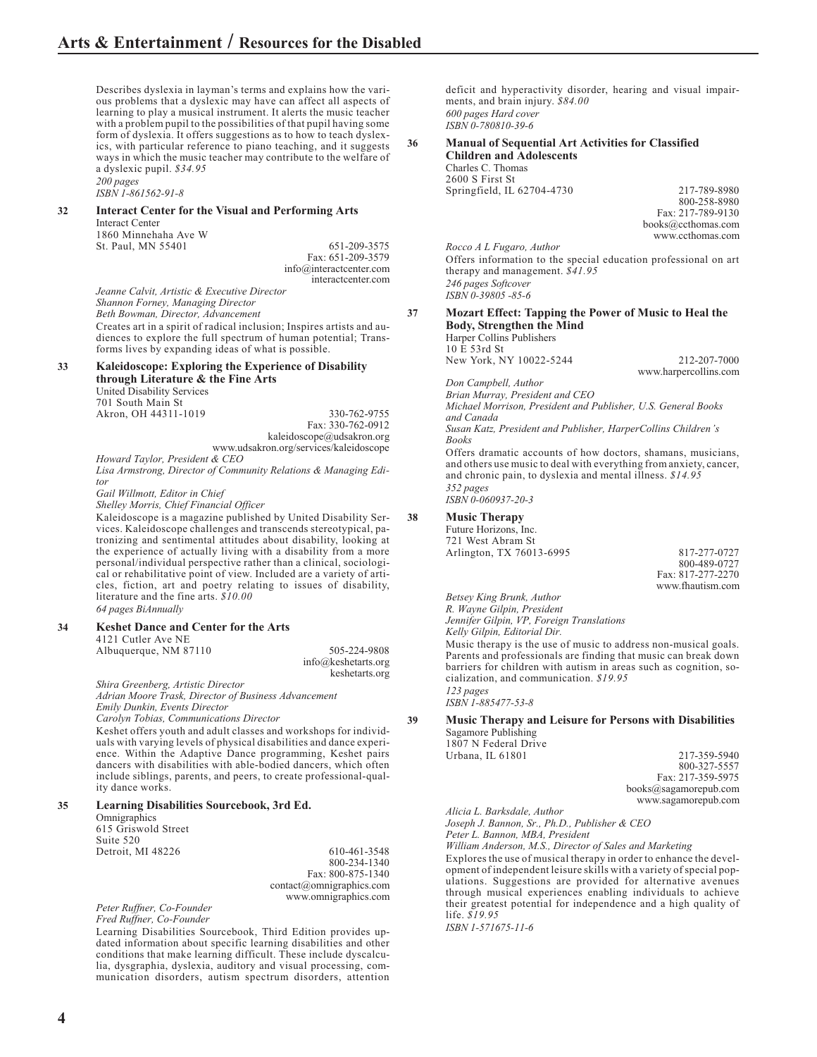Describes dyslexia in layman's terms and explains how the various problems that a dyslexic may have can affect all aspects of learning to play a musical instrument. It alerts the music teacher with a problem pupil to the possibilities of that pupil having some form of dyslexia. It offers suggestions as to how to teach dyslexics, with particular reference to piano teaching, and it suggests ways in which the music teacher may contribute to the welfare of a dyslexic pupil. *$34.95*

*200 pages*

*ISBN 1-861562-91-8*

**32 Interact Center for the Visual and Performing Arts**

Interact Center
1860 Minnehaha Ave W
St. Paul, MN 55401
651-209-3575
Fax: 651-209-3579
info@interactcenter.com
interactcenter.com

*Jeanne Calvit, Artistic & Executive Director*
*Shannon Forney, Managing Director*
*Beth Bowman, Director, Advancement*

Creates art in a spirit of radical inclusion; Inspires artists and audiences to explore the full spectrum of human potential; Transforms lives by expanding ideas of what is possible.

**33 Kaleidoscope: Exploring the Experience of Disability through Literature & the Fine Arts**

United Disability Services
701 South Main St
Akron, OH 44311-1019
330-762-9755
Fax: 330-762-0912
kaleidoscope@udsakron.org
www.udsakron.org/services/kaleidoscope

*Howard Taylor, President & CEO*
*Lisa Armstrong, Director of Community Relations & Managing Editor*
*Gail Willmott, Editor in Chief*
*Shelley Morris, Chief Financial Officer*

Kaleidoscope is a magazine published by United Disability Services. Kaleidoscope challenges and transcends stereotypical, patronizing and sentimental attitudes about disability, looking at the experience of actually living with a disability from a more personal/individual perspective rather than a clinical, sociological or rehabilitative point of view. Included are a variety of articles, fiction, art and poetry relating to issues of disability, literature and the fine arts. *$10.00*

*64 pages BiAnnually*

**34 Keshet Dance and Center for the Arts**

4121 Cutler Ave NE
Albuquerque, NM 87110
505-224-9808
info@keshetarts.org
keshetarts.org

*Shira Greenberg, Artistic Director*
*Adrian Moore Trask, Director of Business Advancement*
*Emily Dunkin, Events Director*
*Carolyn Tobias, Communications Director*

Keshet offers youth and adult classes and workshops for individuals with varying levels of physical disabilities and dance experience. Within the Adaptive Dance programming, Keshet pairs dancers with disabilities with able-bodied dancers, which often include siblings, parents, and peers, to create professional-quality dance works.

**35 Learning Disabilities Sourcebook, 3rd Ed.**

Omnigraphics
615 Griswold Street
Suite 520
Detroit, MI 48226
610-461-3548
800-234-1340
Fax: 800-875-1340
contact@omnigraphics.com
www.omnigraphics.com

*Peter Ruffner, Co-Founder*
*Fred Ruffner, Co-Founder*

Learning Disabilities Sourcebook, Third Edition provides updated information about specific learning disabilities and other conditions that make learning difficult. These include dyscalculia, dysgraphia, dyslexia, auditory and visual processing, communication disorders, autism spectrum disorders, attention deficit and hyperactivity disorder, hearing and visual impairments, and brain injury. *$84.00*

*600 pages Hard cover*

*ISBN 0-780810-39-6*

**36 Manual of Sequential Art Activities for Classified Children and Adolescents**

Charles C. Thomas
2600 S First St
Springfield, IL 62704-4730
217-789-8980
800-258-8980
Fax: 217-789-9130
books@ccthomas.com
www.ccthomas.com

*Rocco A L Fugaro, Author*

Offers information to the special education professional on art therapy and management. *$41.95*

*246 pages Softcover*

*ISBN 0-39805 -85-6*

**37 Mozart Effect: Tapping the Power of Music to Heal the Body, Strengthen the Mind**

Harper Collins Publishers
10 E 53rd St
New York, NY 10022-5244
212-207-7000
www.harpercollins.com

*Don Campbell, Author*
*Brian Murray, President and CEO*
*Michael Morrison, President and Publisher, U.S. General Books and Canada*
*Susan Katz, President and Publisher, HarperCollins Children's Books*

Offers dramatic accounts of how doctors, shamans, musicians, and others use music to deal with everything from anxiety, cancer, and chronic pain, to dyslexia and mental illness. *$14.95*

*352 pages*

*ISBN 0-060937-20-3*

**38 Music Therapy**

Future Horizons, Inc.
721 West Abram St
Arlington, TX 76013-6995
817-277-0727
800-489-0727
Fax: 817-277-2270
www.fhautism.com

*Betsey King Brunk, Author*
*R. Wayne Gilpin, President*
*Jennifer Gilpin, VP, Foreign Translations*
*Kelly Gilpin, Editorial Dir.*

Music therapy is the use of music to address non-musical goals. Parents and professionals are finding that music can break down barriers for children with autism in areas such as cognition, socialization, and communication. *$19.95*

*123 pages*

*ISBN 1-885477-53-8*

**39 Music Therapy and Leisure for Persons with Disabilities**

Sagamore Publishing
1807 N Federal Drive
Urbana, IL 61801
217-359-5940
800-327-5557
Fax: 217-359-5975
books@sagamorepub.com
www.sagamorepub.com

*Alicia L. Barksdale, Author*
*Joseph J. Bannon, Sr., Ph.D., Publisher & CEO*
*Peter L. Bannon, MBA, President*
*William Anderson, M.S., Director of Sales and Marketing*

Explores the use of musical therapy in order to enhance the development of independent leisure skills with a variety of special populations. Suggestions are provided for alternative avenues through musical experiences enabling individuals to achieve their greatest potential for independence and a high quality of life. *$19.95*

*ISBN 1-571675-11-6*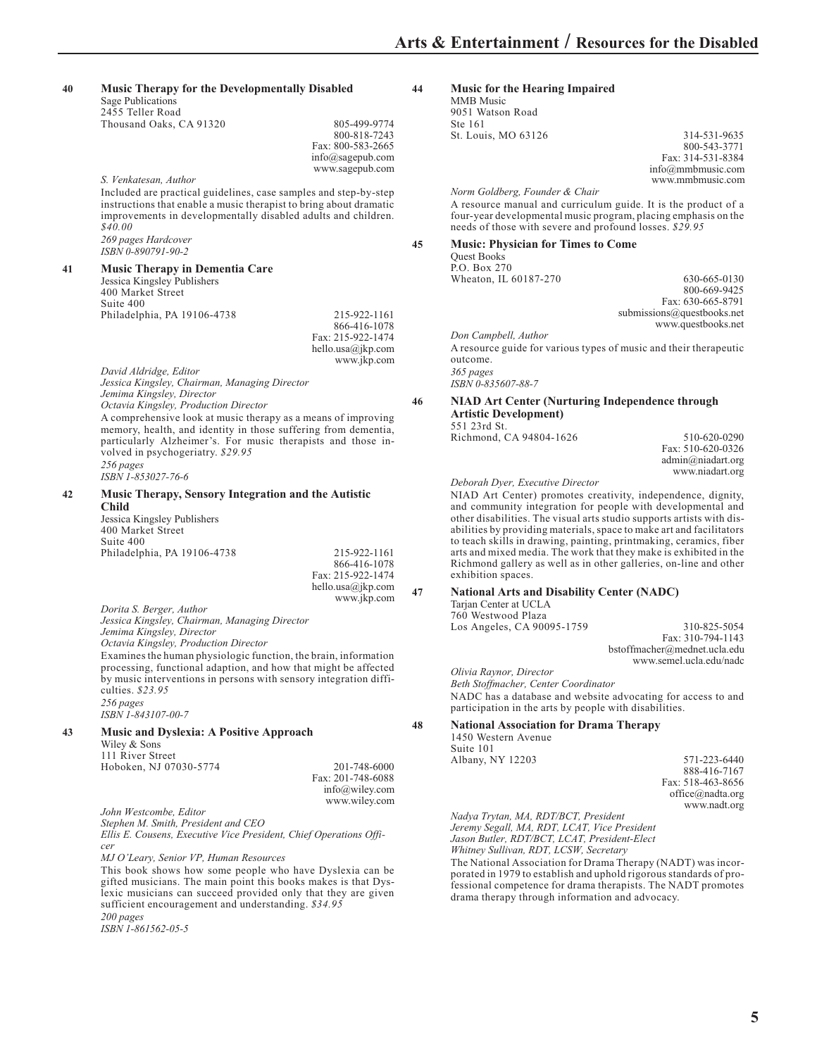**40 Music Therapy for the Developmentally Disabled**

Sage Publications
2455 Teller Road
Thousand Oaks, CA 91320

805-499-9774
800-818-7243
Fax: 800-583-2665
info@sagepub.com
www.sagepub.com

*S. Venkatesan, Author*

Included are practical guidelines, case samples and step-by-step instructions that enable a music therapist to bring about dramatic improvements in developmentally disabled adults and children. *$40.00*

*269 pages Hardcover*
*ISBN 0-890791-90-2*

**41 Music Therapy in Dementia Care**

Jessica Kingsley Publishers
400 Market Street
Suite 400
Philadelphia, PA 19106-4738

215-922-1161
866-416-1078
Fax: 215-922-1474
hello.usa@jkp.com
www.jkp.com

*David Aldridge, Editor*
*Jessica Kingsley, Chairman, Managing Director*
*Jemima Kingsley, Director*
*Octavia Kingsley, Production Director*

A comprehensive look at music therapy as a means of improving memory, health, and identity in those suffering from dementia, particularly Alzheimer's. For music therapists and those involved in psychogeriatry. *$29.95*

*256 pages*
*ISBN 1-853027-76-6*

**42 Music Therapy, Sensory Integration and the Autistic Child**

Jessica Kingsley Publishers
400 Market Street
Suite 400
Philadelphia, PA 19106-4738

215-922-1161
866-416-1078
Fax: 215-922-1474
hello.usa@jkp.com
www.jkp.com

*Dorita S. Berger, Author*
*Jessica Kingsley, Chairman, Managing Director*
*Jemima Kingsley, Director*
*Octavia Kingsley, Production Director*

Examines the human physiologic function, the brain, information processing, functional adaption, and how that might be affected by music interventions in persons with sensory integration difficulties. *$23.95*

*256 pages*
*ISBN 1-843107-00-7*

**43 Music and Dyslexia: A Positive Approach**

Wiley & Sons
111 River Street
Hoboken, NJ 07030-5774

201-748-6000
Fax: 201-748-6088
info@wiley.com
www.wiley.com

*John Westcombe, Editor*
*Stephen M. Smith, President and CEO*
*Ellis E. Cousens, Executive Vice President, Chief Operations Officer*
*MJ O'Leary, Senior VP, Human Resources*

This book shows how some people who have Dyslexia can be gifted musicians. The main point this books makes is that Dyslexic musicians can succeed provided only that they are given sufficient encouragement and understanding. *$34.95*

*200 pages*
*ISBN 1-861562-05-5*

**44 Music for the Hearing Impaired**

MMB Music
9051 Watson Road
Ste 161
St. Louis, MO 63126

314-531-9635
800-543-3771
Fax: 314-531-8384
info@mmbmusic.com
www.mmbmusic.com

*Norm Goldberg, Founder & Chair*

A resource manual and curriculum guide. It is the product of a four-year developmental music program, placing emphasis on the needs of those with severe and profound losses. *$29.95*

**45 Music: Physician for Times to Come**

Quest Books
P.O. Box 270
Wheaton, IL 60187-270

630-665-0130
800-669-9425
Fax: 630-665-8791
submissions@questbooks.net
www.questbooks.net

*Don Campbell, Author*

A resource guide for various types of music and their therapeutic outcome.

*365 pages*
*ISBN 0-835607-88-7*

**46 NIAD Art Center (Nurturing Independence through Artistic Development)**

551 23rd St.
Richmond, CA 94804-1626

510-620-0290
Fax: 510-620-0326
admin@niadart.org
www.niadart.org

*Deborah Dyer, Executive Director*

NIAD Art Center) promotes creativity, independence, dignity, and community integration for people with developmental and other disabilities. The visual arts studio supports artists with disabilities by providing materials, space to make art and facilitators to teach skills in drawing, painting, printmaking, ceramics, fiber arts and mixed media. The work that they make is exhibited in the Richmond gallery as well as in other galleries, on-line and other exhibition spaces.

**47 National Arts and Disability Center (NADC)**

Tarjan Center at UCLA
760 Westwood Plaza
Los Angeles, CA 90095-1759

310-825-5054
Fax: 310-794-1143
bstoffmacher@mednet.ucla.edu
www.semel.ucla.edu/nadc

*Olivia Raynor, Director*
*Beth Stoffmacher, Center Coordinator*

NADC has a database and website advocating for access to and participation in the arts by people with disabilities.

**48 National Association for Drama Therapy**

1450 Western Avenue
Suite 101
Albany, NY 12203

571-223-6440
888-416-7167
Fax: 518-463-8656
office@nadta.org
www.nadt.org

*Nadya Trytan, MA, RDT/BCT, President*
*Jeremy Segall, MA, RDT, LCAT, Vice President*
*Jason Butler, RDT/BCT, LCAT, President-Elect*
*Whitney Sullivan, RDT, LCSW, Secretary*

The National Association for Drama Therapy (NADT) was incorporated in 1979 to establish and uphold rigorous standards of professional competence for drama therapists. The NADT promotes drama therapy through information and advocacy.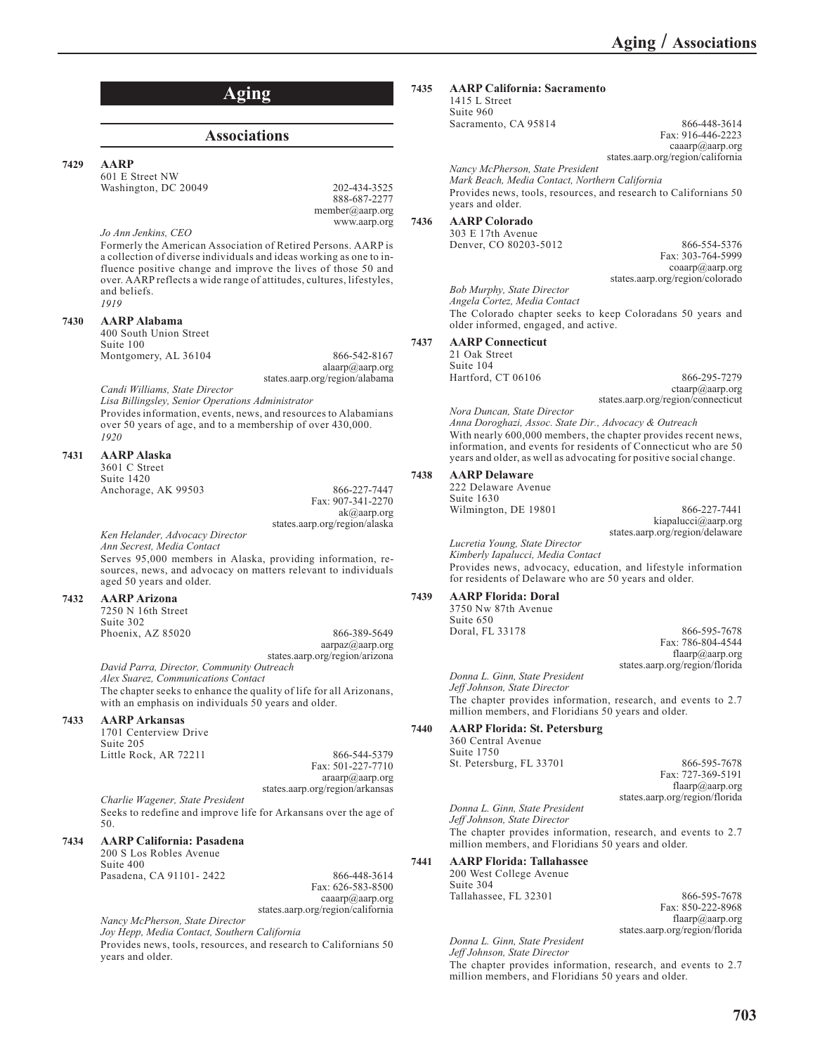# Aging

## Associations

**7429 AARP**
601 E Street NW
Washington, DC 20049
202-434-3525
888-687-2277
member@aarp.org
www.aarp.org

*Jo Ann Jenkins, CEO*

Formerly the American Association of Retired Persons. AARP is a collection of diverse individuals and ideas working as one to influence positive change and improve the lives of those 50 and over. AARP reflects a wide range of attitudes, cultures, lifestyles, and beliefs.

*1919*

**7430 AARP Alabama**
400 South Union Street
Suite 100
Montgomery, AL 36104
866-542-8167
alaarp@aarp.org
states.aarp.org/region/alabama

*Candi Williams, State Director*
*Lisa Billingsley, Senior Operations Administrator*

Provides information, events, news, and resources to Alabamians over 50 years of age, and to a membership of over 430,000.

*1920*

**7431 AARP Alaska**
3601 C Street
Suite 1420
Anchorage, AK 99503
866-227-7447
Fax: 907-341-2270
ak@aarp.org
states.aarp.org/region/alaska

*Ken Helander, Advocacy Director*
*Ann Secrest, Media Contact*

Serves 95,000 members in Alaska, providing information, resources, news, and advocacy on matters relevant to individuals aged 50 years and older.

**7432 AARP Arizona**
7250 N 16th Street
Suite 302
Phoenix, AZ 85020
866-389-5649
aarpaz@aarp.org
states.aarp.org/region/arizona

*David Parra, Director, Community Outreach*
*Alex Suarez, Communications Contact*

The chapter seeks to enhance the quality of life for all Arizonans, with an emphasis on individuals 50 years and older.

**7433 AARP Arkansas**
1701 Centerview Drive
Suite 205
Little Rock, AR 72211
866-544-5379
Fax: 501-227-7710
araarp@aarp.org
states.aarp.org/region/arkansas

*Charlie Wagener, State President*

Seeks to redefine and improve life for Arkansans over the age of 50.

**7434 AARP California: Pasadena**
200 S Los Robles Avenue
Suite 400
Pasadena, CA 91101- 2422
866-448-3614
Fax: 626-583-8500
caaarp@aarp.org
states.aarp.org/region/california

*Nancy McPherson, State Director*
*Joy Hepp, Media Contact, Southern California*

Provides news, tools, resources, and research to Californians 50 years and older.

**7435 AARP California: Sacramento**
1415 L Street
Suite 960
Sacramento, CA 95814
866-448-3614
Fax: 916-446-2223
caaarp@aarp.org
states.aarp.org/region/california

*Nancy McPherson, State President*
*Mark Beach, Media Contact, Northern California*

Provides news, tools, resources, and research to Californians 50 years and older.

**7436 AARP Colorado**
303 E 17th Avenue
Denver, CO 80203-5012
866-554-5376
Fax: 303-764-5999
coaarp@aarp.org
states.aarp.org/region/colorado

*Bob Murphy, State Director*
*Angela Cortez, Media Contact*

The Colorado chapter seeks to keep Coloradans 50 years and older informed, engaged, and active.

**7437 AARP Connecticut**
21 Oak Street
Suite 104
Hartford, CT 06106
866-295-7279
ctaarp@aarp.org
states.aarp.org/region/connecticut

*Nora Duncan, State Director*
*Anna Doroghazi, Assoc. State Dir., Advocacy & Outreach*

With nearly 600,000 members, the chapter provides recent news, information, and events for residents of Connecticut who are 50 years and older, as well as advocating for positive social change.

**7438 AARP Delaware**
222 Delaware Avenue
Suite 1630
Wilmington, DE 19801
866-227-7441
kiapalucci@aarp.org
states.aarp.org/region/delaware

*Lucretia Young, State Director*
*Kimberly Iapalucci, Media Contact*

Provides news, advocacy, education, and lifestyle information for residents of Delaware who are 50 years and older.

**7439 AARP Florida: Doral**
3750 Nw 87th Avenue
Suite 650
Doral, FL 33178
866-595-7678
Fax: 786-804-4544
flaarp@aarp.org
states.aarp.org/region/florida

*Donna L. Ginn, State President*
*Jeff Johnson, State Director*

The chapter provides information, research, and events to 2.7 million members, and Floridians 50 years and older.

**7440 AARP Florida: St. Petersburg**
360 Central Avenue
Suite 1750
St. Petersburg, FL 33701
866-595-7678
Fax: 727-369-5191
flaarp@aarp.org
states.aarp.org/region/florida

*Donna L. Ginn, State President*
*Jeff Johnson, State Director*

The chapter provides information, research, and events to 2.7 million members, and Floridians 50 years and older.

**7441 AARP Florida: Tallahassee**
200 West College Avenue
Suite 304
Tallahassee, FL 32301
866-595-7678
Fax: 850-222-8968
flaarp@aarp.org
states.aarp.org/region/florida

*Donna L. Ginn, State President*
*Jeff Johnson, State Director*

The chapter provides information, research, and events to 2.7 million members, and Floridians 50 years and older.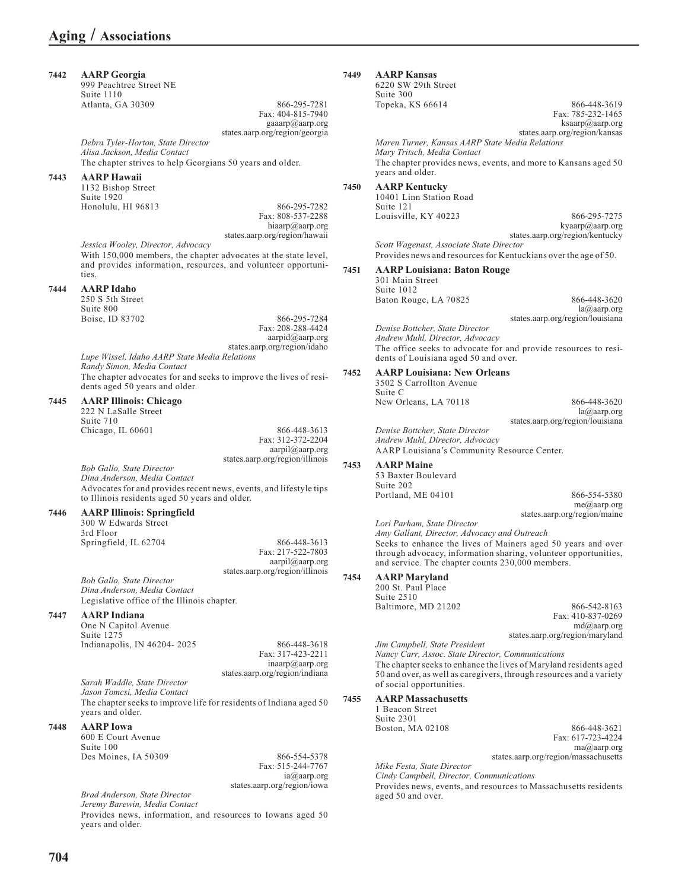**7442 AARP Georgia**
999 Peachtree Street NE
Suite 1110
Atlanta, GA 30309
866-295-7281
Fax: 404-815-7940
gaaarp@aarp.org
states.aarp.org/region/georgia

*Debra Tyler-Horton, State Director*
*Alisa Jackson, Media Contact*

The chapter strives to help Georgians 50 years and older.

**7443 AARP Hawaii**
1132 Bishop Street
Suite 1920
Honolulu, HI 96813
866-295-7282
Fax: 808-537-2288
hiaarp@aarp.org
states.aarp.org/region/hawaii

*Jessica Wooley, Director, Advocacy*

With 150,000 members, the chapter advocates at the state level, and provides information, resources, and volunteer opportunities.

**7444 AARP Idaho**
250 S 5th Street
Suite 800
Boise, ID 83702
866-295-7284
Fax: 208-288-4424
aarpid@aarp.org
states.aarp.org/region/idaho

*Lupe Wissel, Idaho AARP State Media Relations*
*Randy Simon, Media Contact*

The chapter advocates for and seeks to improve the lives of residents aged 50 years and older.

**7445 AARP Illinois: Chicago**
222 N LaSalle Street
Suite 710
Chicago, IL 60601
866-448-3613
Fax: 312-372-2204
aarpil@aarp.org
states.aarp.org/region/illinois

*Bob Gallo, State Director*
*Dina Anderson, Media Contact*

Advocates for and provides recent news, events, and lifestyle tips to Illinois residents aged 50 years and older.

**7446 AARP Illinois: Springfield**
300 W Edwards Street
3rd Floor
Springfield, IL 62704
866-448-3613
Fax: 217-522-7803
aarpil@aarp.org
states.aarp.org/region/illinois

*Bob Gallo, State Director*
*Dina Anderson, Media Contact*

Legislative office of the Illinois chapter.

**7447 AARP Indiana**
One N Capitol Avenue
Suite 1275
Indianapolis, IN 46204- 2025
866-448-3618
Fax: 317-423-2211
inaarp@aarp.org
states.aarp.org/region/indiana

*Sarah Waddle, State Director*
*Jason Tomcsi, Media Contact*

The chapter seeks to improve life for residents of Indiana aged 50 years and older.

**7448 AARP Iowa**
600 E Court Avenue
Suite 100
Des Moines, IA 50309
866-554-5378
Fax: 515-244-7767
ia@aarp.org
states.aarp.org/region/iowa

*Brad Anderson, State Director*
*Jeremy Barewin, Media Contact*

Provides news, information, and resources to Iowans aged 50 years and older.

**7449 AARP Kansas**
6220 SW 29th Street
Suite 300
Topeka, KS 66614
866-448-3619
Fax: 785-232-1465
ksaarp@aarp.org
states.aarp.org/region/kansas

*Maren Turner, Kansas AARP State Media Relations*
*Mary Tritsch, Media Contact*

The chapter provides news, events, and more to Kansans aged 50 years and older.

**7450 AARP Kentucky**
10401 Linn Station Road
Suite 121
Louisville, KY 40223
866-295-7275
kyaarp@aarp.org
states.aarp.org/region/kentucky

*Scott Wagenast, Associate State Director*

Provides news and resources for Kentuckians over the age of 50.

**7451 AARP Louisiana: Baton Rouge**
301 Main Street
Suite 1012
Baton Rouge, LA 70825
866-448-3620
la@aarp.org
states.aarp.org/region/louisiana

*Denise Bottcher, State Director*
*Andrew Muhl, Director, Advocacy*

The office seeks to advocate for and provide resources to residents of Louisiana aged 50 and over.

**7452 AARP Louisiana: New Orleans**
3502 S Carrollton Avenue
Suite C
New Orleans, LA 70118
866-448-3620
la@aarp.org
states.aarp.org/region/louisiana

*Denise Bottcher, State Director*
*Andrew Muhl, Director, Advocacy*

AARP Louisiana's Community Resource Center.

**7453 AARP Maine**
53 Baxter Boulevard
Suite 202
Portland, ME 04101
866-554-5380
me@aarp.org
states.aarp.org/region/maine

*Lori Parham, State Director*
*Amy Gallant, Director, Advocacy and Outreach*

Seeks to enhance the lives of Mainers aged 50 years and over through advocacy, information sharing, volunteer opportunities, and service. The chapter counts 230,000 members.

**7454 AARP Maryland**
200 St. Paul Place
Suite 2510
Baltimore, MD 21202
866-542-8163
Fax: 410-837-0269
md@aarp.org
states.aarp.org/region/maryland

*Jim Campbell, State President*
*Nancy Carr, Assoc. State Director, Communications*

The chapter seeks to enhance the lives of Maryland residents aged 50 and over, as well as caregivers, through resources and a variety of social opportunities.

**7455 AARP Massachusetts**
1 Beacon Street
Suite 2301
Boston, MA 02108
866-448-3621
Fax: 617-723-4224
ma@aarp.org
states.aarp.org/region/massachusetts

*Mike Festa, State Director*
*Cindy Campbell, Director, Communications*

Provides news, events, and resources to Massachusetts residents aged 50 and over.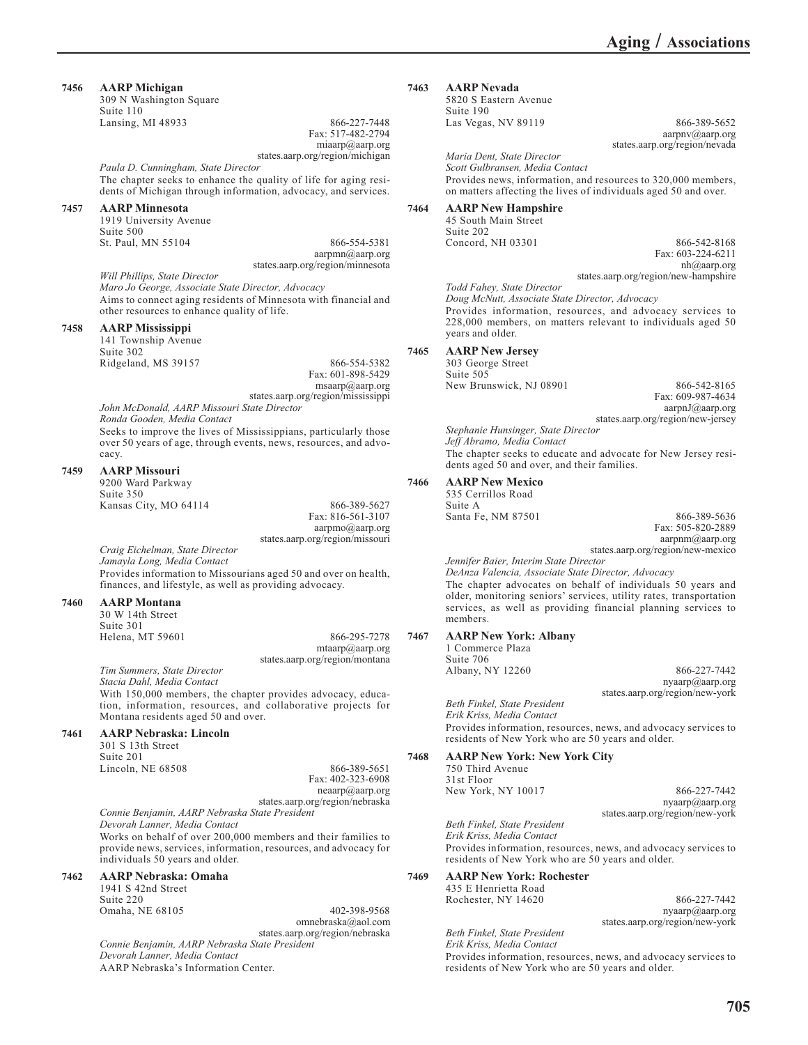**7456 AARP Michigan**
309 N Washington Square
Suite 110
Lansing, MI 48933
866-227-7448
Fax: 517-482-2794
miaarp@aarp.org
states.aarp.org/region/michigan

*Paula D. Cunningham, State Director*

The chapter seeks to enhance the quality of life for aging residents of Michigan through information, advocacy, and services.

**7457 AARP Minnesota**
1919 University Avenue
Suite 500
St. Paul, MN 55104
866-554-5381
aarpmn@aarp.org
states.aarp.org/region/minnesota

*Will Phillips, State Director*
*Maro Jo George, Associate State Director, Advocacy*

Aims to connect aging residents of Minnesota with financial and other resources to enhance quality of life.

**7458 AARP Mississippi**
141 Township Avenue
Suite 302
Ridgeland, MS 39157
866-554-5382
Fax: 601-898-5429
msaarp@aarp.org
states.aarp.org/region/mississippi

*John McDonald, AARP Missouri State Director*
*Ronda Gooden, Media Contact*

Seeks to improve the lives of Mississippians, particularly those over 50 years of age, through events, news, resources, and advocacy.

**7459 AARP Missouri**
9200 Ward Parkway
Suite 350
Kansas City, MO 64114
866-389-5627
Fax: 816-561-3107
aarpmo@aarp.org
states.aarp.org/region/missouri

*Craig Eichelman, State Director*
*Jamayla Long, Media Contact*

Provides information to Missourians aged 50 and over on health, finances, and lifestyle, as well as providing advocacy.

**7460 AARP Montana**
30 W 14th Street
Suite 301
Helena, MT 59601
866-295-7278
mtaarp@aarp.org
states.aarp.org/region/montana

*Tim Summers, State Director*
*Stacia Dahl, Media Contact*

With 150,000 members, the chapter provides advocacy, education, information, resources, and collaborative projects for Montana residents aged 50 and over.

**7461 AARP Nebraska: Lincoln**
301 S 13th Street
Suite 201
Lincoln, NE 68508
866-389-5651
Fax: 402-323-6908
neaarp@aarp.org
states.aarp.org/region/nebraska

*Connie Benjamin, AARP Nebraska State President*
*Devorah Lanner, Media Contact*

Works on behalf of over 200,000 members and their families to provide news, services, information, resources, and advocacy for individuals 50 years and older.

**7462 AARP Nebraska: Omaha**
1941 S 42nd Street
Suite 220
Omaha, NE 68105
402-398-9568
omnebraska@aol.com
states.aarp.org/region/nebraska

*Connie Benjamin, AARP Nebraska State President*
*Devorah Lanner, Media Contact*

AARP Nebraska's Information Center.

**7463 AARP Nevada**
5820 S Eastern Avenue
Suite 190
Las Vegas, NV 89119
866-389-5652
aarpnv@aarp.org
states.aarp.org/region/nevada

*Maria Dent, State Director*
*Scott Gulbransen, Media Contact*

Provides news, information, and resources to 320,000 members, on matters affecting the lives of individuals aged 50 and over.

**7464 AARP New Hampshire**
45 South Main Street
Suite 202
Concord, NH 03301
866-542-8168
Fax: 603-224-6211
nh@aarp.org
states.aarp.org/region/new-hampshire

*Todd Fahey, State Director*
*Doug McNutt, Associate State Director, Advocacy*

Provides information, resources, and advocacy services to 228,000 members, on matters relevant to individuals aged 50 years and older.

**7465 AARP New Jersey**
303 George Street
Suite 505
New Brunswick, NJ 08901
866-542-8165
Fax: 609-987-4634
aarpnJ@aarp.org
states.aarp.org/region/new-jersey

*Stephanie Hunsinger, State Director*
*Jeff Abramo, Media Contact*

The chapter seeks to educate and advocate for New Jersey residents aged 50 and over, and their families.

**7466 AARP New Mexico**
535 Cerrillos Road
Suite A
Santa Fe, NM 87501
866-389-5636
Fax: 505-820-2889
aarpnm@aarp.org
states.aarp.org/region/new-mexico

*Jennifer Baier, Interim State Director*
*DeAnza Valencia, Associate State Director, Advocacy*

The chapter advocates on behalf of individuals 50 years and older, monitoring seniors' services, utility rates, transportation services, as well as providing financial planning services to members.

**7467 AARP New York: Albany**
1 Commerce Plaza
Suite 706
Albany, NY 12260
866-227-7442
nyaarp@aarp.org
states.aarp.org/region/new-york

*Beth Finkel, State President*
*Erik Kriss, Media Contact*

Provides information, resources, news, and advocacy services to residents of New York who are 50 years and older.

**7468 AARP New York: New York City**
750 Third Avenue
31st Floor
New York, NY 10017
866-227-7442
nyaarp@aarp.org
states.aarp.org/region/new-york

*Beth Finkel, State President*
*Erik Kriss, Media Contact*

Provides information, resources, news, and advocacy services to residents of New York who are 50 years and older.

**7469 AARP New York: Rochester**
435 E Henrietta Road
Rochester, NY 14620
866-227-7442
nyaarp@aarp.org
states.aarp.org/region/new-york

*Beth Finkel, State President*
*Erik Kriss, Media Contact*

Provides information, resources, news, and advocacy services to residents of New York who are 50 years and older.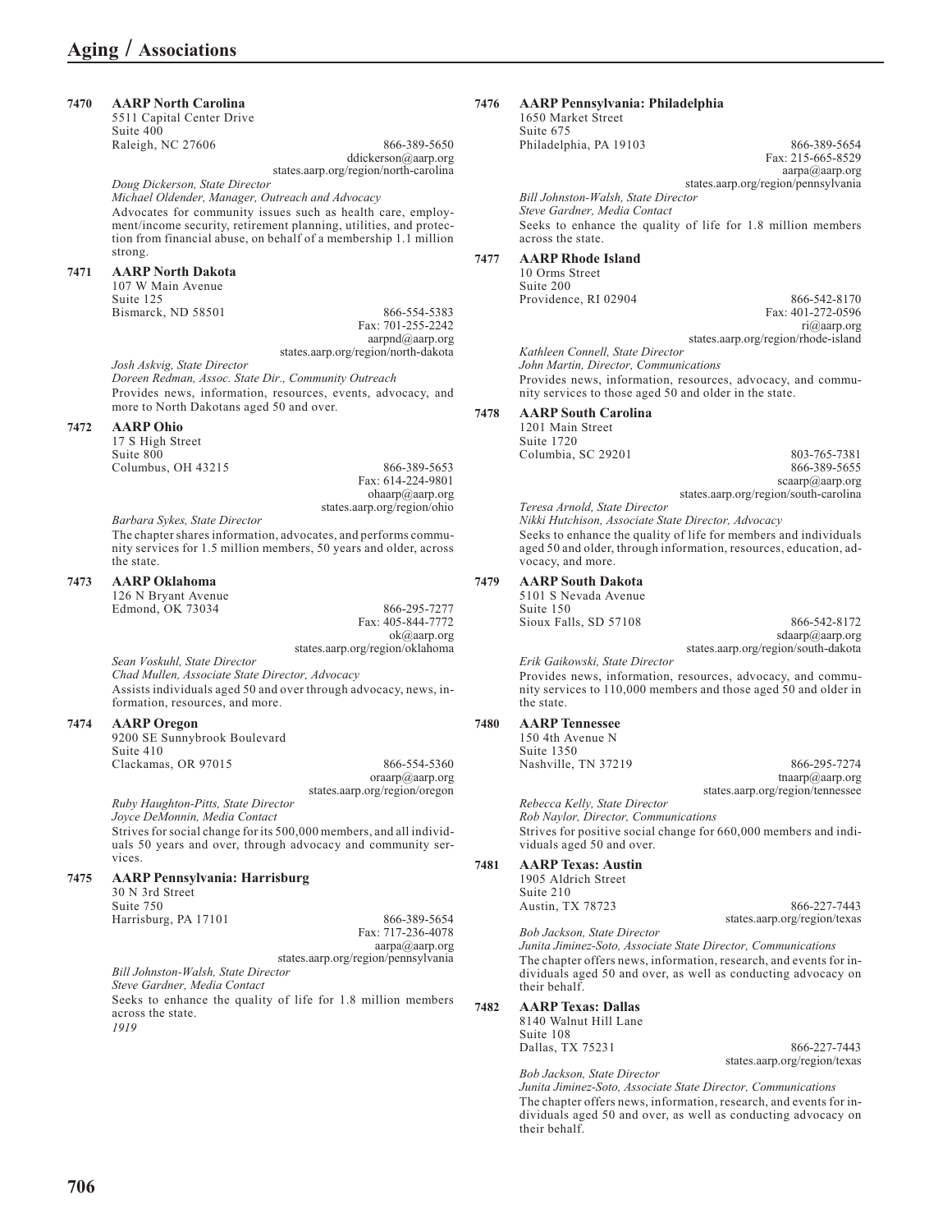## Aging / Associations

**7470 AARP North Carolina**
5511 Capital Center Drive
Suite 400
Raleigh, NC 27606
866-389-5650
ddickerson@aarp.org
states.aarp.org/region/north-carolina

*Doug Dickerson, State Director*
*Michael Oldender, Manager, Outreach and Advocacy*

Advocates for community issues such as health care, employment/income security, retirement planning, utilities, and protection from financial abuse, on behalf of a membership 1.1 million strong.

**7471 AARP North Dakota**
107 W Main Avenue
Suite 125
Bismarck, ND 58501
866-554-5383
Fax: 701-255-2242
aarpnd@aarp.org
states.aarp.org/region/north-dakota

*Josh Askvig, State Director*
*Doreen Redman, Assoc. State Dir., Community Outreach*

Provides news, information, resources, events, advocacy, and more to North Dakotans aged 50 and over.

**7472 AARP Ohio**
17 S High Street
Suite 800
Columbus, OH 43215
866-389-5653
Fax: 614-224-9801
ohaarp@aarp.org
states.aarp.org/region/ohio

*Barbara Sykes, State Director*

The chapter shares information, advocates, and performs community services for 1.5 million members, 50 years and older, across the state.

**7473 AARP Oklahoma**
126 N Bryant Avenue
Edmond, OK 73034
866-295-7277
Fax: 405-844-7772
ok@aarp.org
states.aarp.org/region/oklahoma

*Sean Voskuhl, State Director*
*Chad Mullen, Associate State Director, Advocacy*

Assists individuals aged 50 and over through advocacy, news, information, resources, and more.

**7474 AARP Oregon**
9200 SE Sunnybrook Boulevard
Suite 410
Clackamas, OR 97015
866-554-5360
oraarp@aarp.org
states.aarp.org/region/oregon

*Ruby Haughton-Pitts, State Director*
*Joyce DeMonnin, Media Contact*

Strives for social change for its 500,000 members, and all individuals 50 years and over, through advocacy and community services.

**7475 AARP Pennsylvania: Harrisburg**
30 N 3rd Street
Suite 750
Harrisburg, PA 17101
866-389-5654
Fax: 717-236-4078
aarpa@aarp.org
states.aarp.org/region/pennsylvania

*Bill Johnston-Walsh, State Director*
*Steve Gardner, Media Contact*

Seeks to enhance the quality of life for 1.8 million members across the state.

*1919*

**7476 AARP Pennsylvania: Philadelphia**
1650 Market Street
Suite 675
Philadelphia, PA 19103
866-389-5654
Fax: 215-665-8529
aarpa@aarp.org
states.aarp.org/region/pennsylvania

*Bill Johnston-Walsh, State Director*
*Steve Gardner, Media Contact*

Seeks to enhance the quality of life for 1.8 million members across the state.

**7477 AARP Rhode Island**
10 Orms Street
Suite 200
Providence, RI 02904
866-542-8170
Fax: 401-272-0596
ri@aarp.org
states.aarp.org/region/rhode-island

*Kathleen Connell, State Director*
*John Martin, Director, Communications*

Provides news, information, resources, advocacy, and community services to those aged 50 and older in the state.

**7478 AARP South Carolina**
1201 Main Street
Suite 1720
Columbia, SC 29201
803-765-7381
866-389-5655
scaarp@aarp.org
states.aarp.org/region/south-carolina

*Teresa Arnold, State Director*
*Nikki Hutchison, Associate State Director, Advocacy*

Seeks to enhance the quality of life for members and individuals aged 50 and older, through information, resources, education, advocacy, and more.

**7479 AARP South Dakota**
5101 S Nevada Avenue
Suite 150
Sioux Falls, SD 57108
866-542-8172
sdaarp@aarp.org
states.aarp.org/region/south-dakota

*Erik Gaikowski, State Director*

Provides news, information, resources, advocacy, and community services to 110,000 members and those aged 50 and older in the state.

**7480 AARP Tennessee**
150 4th Avenue N
Suite 1350
Nashville, TN 37219
866-295-7274
tnaarp@aarp.org
states.aarp.org/region/tennessee

*Rebecca Kelly, State Director*
*Rob Naylor, Director, Communications*

Strives for positive social change for 660,000 members and individuals aged 50 and over.

**7481 AARP Texas: Austin**
1905 Aldrich Street
Suite 210
Austin, TX 78723
866-227-7443
states.aarp.org/region/texas

*Bob Jackson, State Director*
*Junita Jiminez-Soto, Associate State Director, Communications*

The chapter offers news, information, research, and events for individuals aged 50 and over, as well as conducting advocacy on their behalf.

**7482 AARP Texas: Dallas**
8140 Walnut Hill Lane
Suite 108
Dallas, TX 75231
866-227-7443
states.aarp.org/region/texas

*Bob Jackson, State Director*
*Junita Jiminez-Soto, Associate State Director, Communications*

The chapter offers news, information, research, and events for individuals aged 50 and over, as well as conducting advocacy on their behalf.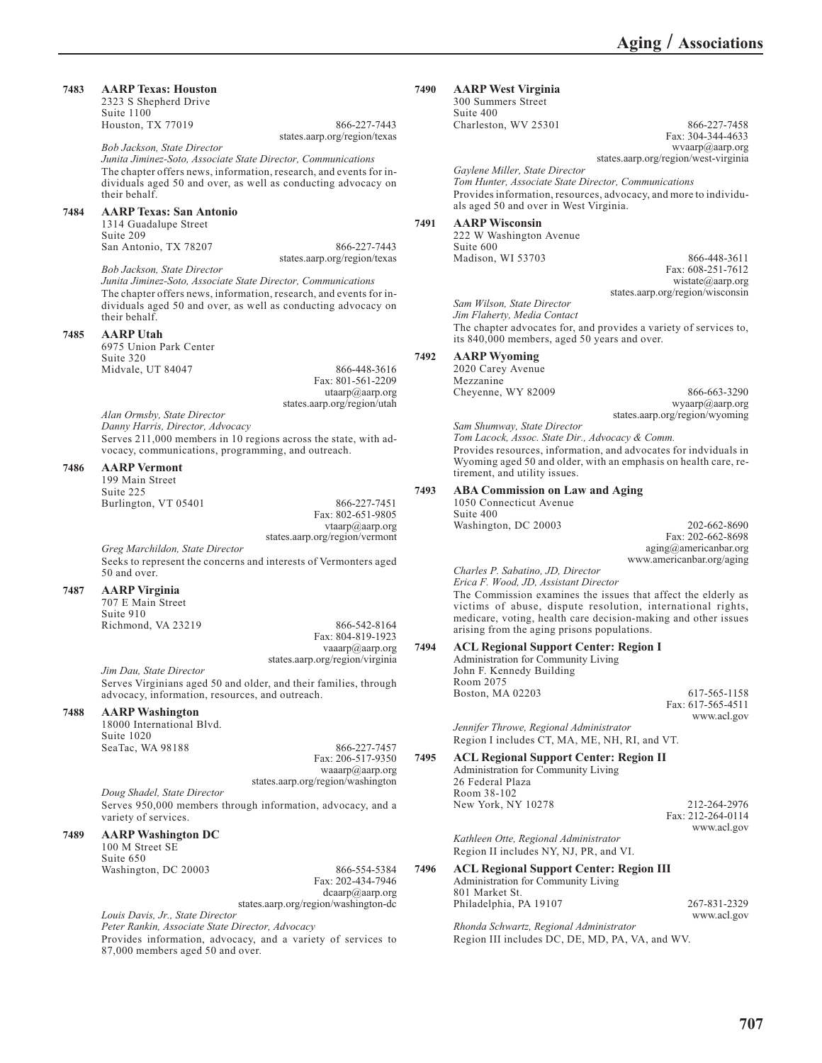**7483 AARP Texas: Houston**
2323 S Shepherd Drive
Suite 1100
Houston, TX 77019
866-227-7443
states.aarp.org/region/texas

*Bob Jackson, State Director*
*Junita Jiminez-Soto, Associate State Director, Communications*

The chapter offers news, information, research, and events for individuals aged 50 and over, as well as conducting advocacy on their behalf.

**7484 AARP Texas: San Antonio**
1314 Guadalupe Street
Suite 209
San Antonio, TX 78207
866-227-7443
states.aarp.org/region/texas

*Bob Jackson, State Director*
*Junita Jiminez-Soto, Associate State Director, Communications*

The chapter offers news, information, research, and events for individuals aged 50 and over, as well as conducting advocacy on their behalf.

**7485 AARP Utah**
6975 Union Park Center
Suite 320
Midvale, UT 84047
866-448-3616
Fax: 801-561-2209
utaarp@aarp.org
states.aarp.org/region/utah

*Alan Ormsby, State Director*
*Danny Harris, Director, Advocacy*

Serves 211,000 members in 10 regions across the state, with advocacy, communications, programming, and outreach.

**7486 AARP Vermont**
199 Main Street
Suite 225
Burlington, VT 05401
866-227-7451
Fax: 802-651-9805
vtaarp@aarp.org
states.aarp.org/region/vermont

*Greg Marchildon, State Director*

Seeks to represent the concerns and interests of Vermonters aged 50 and over.

**7487 AARP Virginia**
707 E Main Street
Suite 910
Richmond, VA 23219
866-542-8164
Fax: 804-819-1923
vaaarp@aarp.org
states.aarp.org/region/virginia

*Jim Dau, State Director*

Serves Virginians aged 50 and older, and their families, through advocacy, information, resources, and outreach.

**7488 AARP Washington**
18000 International Blvd.
Suite 1020
SeaTac, WA 98188
866-227-7457
Fax: 206-517-9350
waaarp@aarp.org
states.aarp.org/region/washington

*Doug Shadel, State Director*

Serves 950,000 members through information, advocacy, and a variety of services.

**7489 AARP Washington DC**
100 M Street SE
Suite 650
Washington, DC 20003
866-554-5384
Fax: 202-434-7946
dcaarp@aarp.org
states.aarp.org/region/washington-dc

*Louis Davis, Jr., State Director*
*Peter Rankin, Associate State Director, Advocacy*

Provides information, advocacy, and a variety of services to 87,000 members aged 50 and over.

**7490 AARP West Virginia**
300 Summers Street
Suite 400
Charleston, WV 25301
866-227-7458
Fax: 304-344-4633
wvaarp@aarp.org
states.aarp.org/region/west-virginia

*Gaylene Miller, State Director*
*Tom Hunter, Associate State Director, Communications*

Provides information, resources, advocacy, and more to individuals aged 50 and over in West Virginia.

**7491 AARP Wisconsin**
222 W Washington Avenue
Suite 600
Madison, WI 53703
866-448-3611
Fax: 608-251-7612
wistate@aarp.org
states.aarp.org/region/wisconsin

*Sam Wilson, State Director*
*Jim Flaherty, Media Contact*

The chapter advocates for, and provides a variety of services to, its 840,000 members, aged 50 years and over.

**7492 AARP Wyoming**
2020 Carey Avenue
Mezzanine
Cheyenne, WY 82009
866-663-3290
wyaarp@aarp.org
states.aarp.org/region/wyoming

*Sam Shumway, State Director*
*Tom Lacock, Assoc. State Dir., Advocacy & Comm.*

Provides resources, information, and advocates for indviduals in Wyoming aged 50 and older, with an emphasis on health care, retirement, and utility issues.

**7493 ABA Commission on Law and Aging**
1050 Connecticut Avenue
Suite 400
Washington, DC 20003
202-662-8690
Fax: 202-662-8698
aging@americanbar.org
www.americanbar.org/aging

*Charles P. Sabatino, JD, Director*
*Erica F. Wood, JD, Assistant Director*

The Commission examines the issues that affect the elderly as victims of abuse, dispute resolution, international rights, medicare, voting, health care decision-making and other issues arising from the aging prisons populations.

**7494 ACL Regional Support Center: Region I**
Administration for Community Living
John F. Kennedy Building
Room 2075
Boston, MA 02203
617-565-1158
Fax: 617-565-4511
www.acl.gov

*Jennifer Throwe, Regional Administrator*

Region I includes CT, MA, ME, NH, RI, and VT.

**7495 ACL Regional Support Center: Region II**
Administration for Community Living
26 Federal Plaza
Room 38-102
New York, NY 10278
212-264-2976
Fax: 212-264-0114
www.acl.gov

*Kathleen Otte, Regional Administrator*

Region II includes NY, NJ, PR, and VI.

**7496 ACL Regional Support Center: Region III**
Administration for Community Living
801 Market St.
Philadelphia, PA 19107
267-831-2329
www.acl.gov

*Rhonda Schwartz, Regional Administrator*

Region III includes DC, DE, MD, PA, VA, and WV.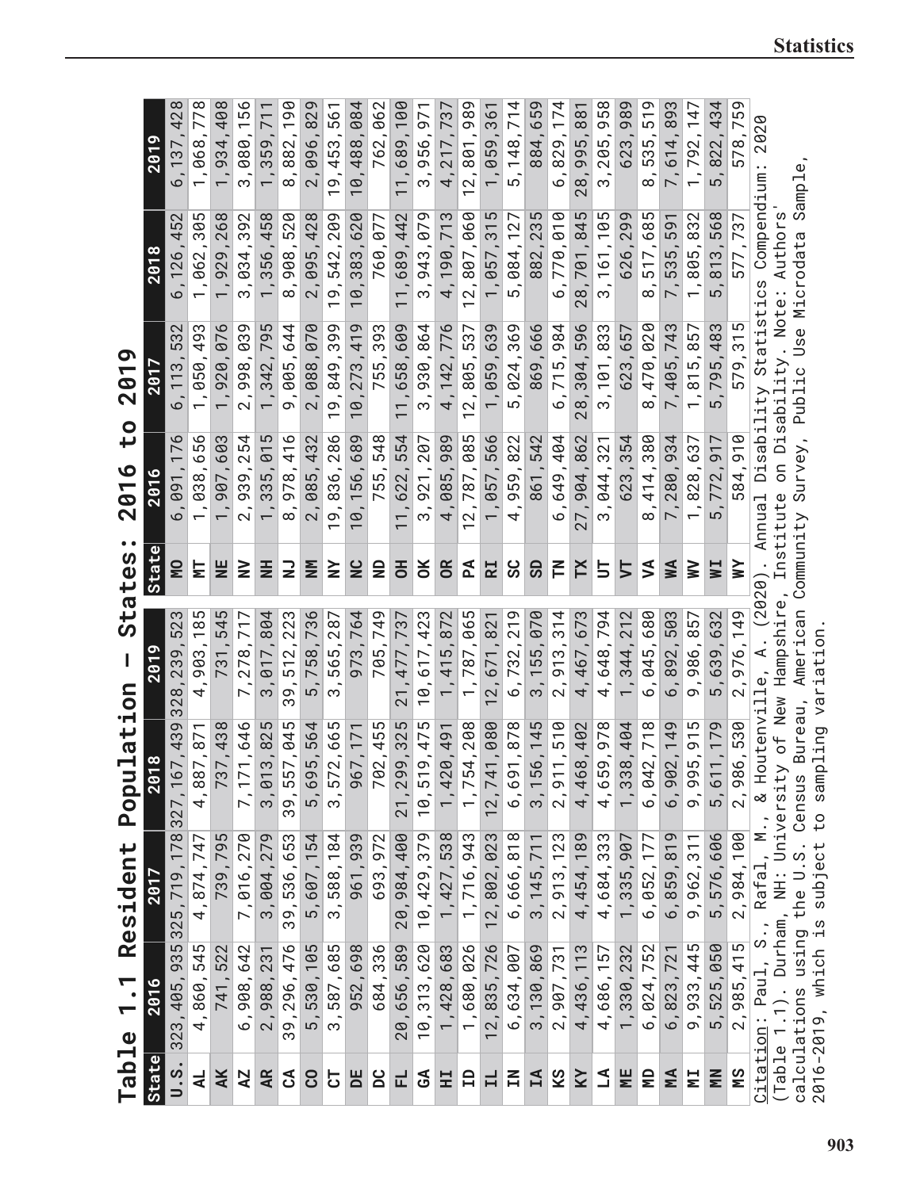# Table 1.1 Resident Population - States: 2016 to 2019

| State | 2016 | 2017 | 2018 | 2019 | State | 2016 | 2017 | 2018 | 2019 |
|---|---|---|---|---|---|---|---|---|---|
| U.S. | 323,405,935 | 325,719,178 | 327,167,439 | 328,239,523 | MO | 6,091,176 | 6,113,532 | 6,126,452 | 6,137,428 |
| AL | 4,860,545 | 4,874,747 | 4,887,871 | 4,903,185 | MT | 1,038,656 | 1,050,493 | 1,062,305 | 1,068,778 |
| AK | 741,522 | 739,795 | 737,438 | 731,545 | NE | 1,907,603 | 1,920,076 | 1,929,268 | 1,934,408 |
| AZ | 6,908,642 | 7,016,270 | 7,171,646 | 7,278,717 | NV | 2,939,254 | 2,998,039 | 3,034,392 | 3,080,156 |
| AR | 2,988,231 | 3,004,279 | 3,013,825 | 3,017,804 | NH | 1,335,015 | 1,342,795 | 1,356,458 | 1,359,711 |
| CA | 39,296,476 | 39,536,653 | 39,557,045 | 39,512,223 | NJ | 8,978,416 | 9,005,644 | 8,908,520 | 8,882,190 |
| CO | 5,530,105 | 5,607,154 | 5,695,564 | 5,758,736 | NM | 2,085,432 | 2,088,070 | 2,095,428 | 2,096,829 |
| CT | 3,587,685 | 3,588,184 | 3,572,665 | 3,565,287 | NY | 19,836,286 | 19,849,399 | 19,542,209 | 19,453,561 |
| DE | 952,698 | 961,939 | 967,171 | 973,764 | NC | 10,156,689 | 10,273,419 | 10,383,620 | 10,488,084 |
| DC | 684,336 | 693,972 | 702,455 | 705,749 | ND | 755,548 | 755,393 | 760,077 | 762,062 |
| FL | 20,656,589 | 20,984,400 | 21,299,325 | 21,477,737 | OH | 11,622,554 | 11,658,609 | 11,689,442 | 11,689,100 |
| GA | 10,313,620 | 10,429,379 | 10,519,475 | 10,617,423 | OK | 3,921,207 | 3,930,864 | 3,943,079 | 3,956,971 |
| HI | 1,428,683 | 1,427,538 | 1,420,491 | 1,415,872 | OR | 4,085,989 | 4,142,776 | 4,190,713 | 4,217,737 |
| ID | 1,680,026 | 1,716,943 | 1,754,208 | 1,787,065 | PA | 12,787,085 | 12,805,537 | 12,807,060 | 12,801,989 |
| IL | 12,835,726 | 12,802,023 | 12,741,080 | 12,671,821 | RI | 1,057,566 | 1,059,639 | 1,057,315 | 1,059,361 |
| IN | 6,634,007 | 6,666,818 | 6,691,878 | 6,732,219 | SC | 4,959,822 | 5,024,369 | 5,084,127 | 5,148,714 |
| IA | 3,130,869 | 3,145,711 | 3,156,145 | 3,155,070 | SD | 861,542 | 869,666 | 882,235 | 884,659 |
| KS | 2,907,731 | 2,913,123 | 2,911,510 | 2,913,314 | TN | 6,649,404 | 6,715,984 | 6,770,010 | 6,829,174 |
| KY | 4,436,113 | 4,454,189 | 4,468,402 | 4,467,673 | TX | 27,904,862 | 28,304,596 | 28,701,845 | 28,995,881 |
| LA | 4,686,157 | 4,684,333 | 4,659,978 | 4,648,794 | UT | 3,044,321 | 3,101,833 | 3,161,105 | 3,205,958 |
| ME | 1,330,232 | 1,335,907 | 1,338,404 | 1,344,212 | VT | 623,354 | 623,657 | 626,299 | 623,989 |
| MD | 6,024,752 | 6,052,177 | 6,042,718 | 6,045,680 | VA | 8,414,380 | 8,470,020 | 8,517,685 | 8,535,519 |
| MA | 6,823,721 | 6,859,819 | 6,902,149 | 6,892,503 | WA | 7,280,934 | 7,405,743 | 7,535,591 | 7,614,893 |
| MI | 9,933,445 | 9,962,311 | 9,995,915 | 9,986,857 | WV | 1,828,637 | 1,815,857 | 1,805,832 | 1,792,147 |
| MN | 5,525,050 | 5,576,606 | 5,611,179 | 5,639,632 | WI | 5,772,917 | 5,795,483 | 5,813,568 | 5,822,434 |
| MS | 2,985,415 | 2,984,100 | 2,986,530 | 2,976,149 | WY | 584,910 | 579,315 | 577,737 | 578,759 |

Citation: Paul, S., Rafal, M., & Houtenville, A. (2020). Annual Disability Statistics Compendium: 2020 (Table 1.1). Durham, NH: University of New Hampshire, Institute on Disability. Note: Authors' calculations using the U.S. Census Bureau, American Community Survey, Public Use Microdata Sample, 2016-2019, which is subject to sampling variation.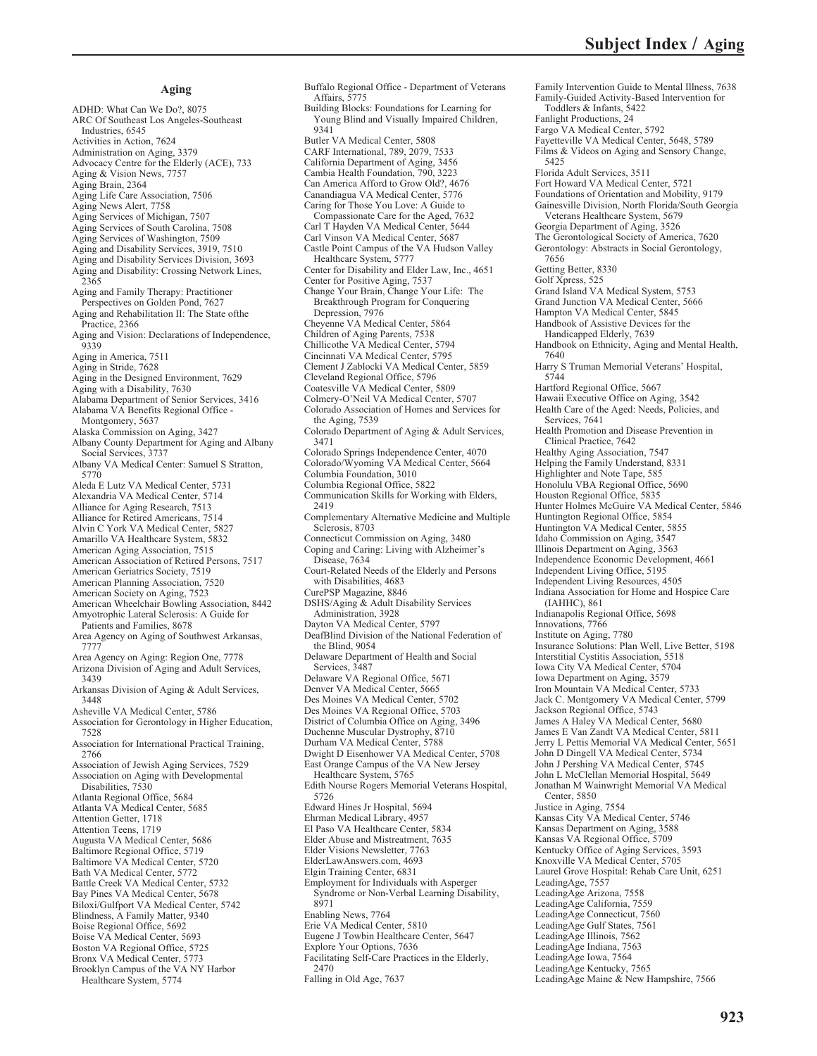## Aging

ADHD: What Can We Do?, 8075
ARC Of Southeast Los Angeles-Southeast Industries, 6545
Activities in Action, 7624
Administration on Aging, 3379
Advocacy Centre for the Elderly (ACE), 733
Aging & Vision News, 7757
Aging Brain, 2364
Aging Life Care Association, 7506
Aging News Alert, 7758
Aging Services of Michigan, 7507
Aging Services of South Carolina, 7508
Aging Services of Washington, 7509
Aging and Disability Services, 3919, 7510
Aging and Disability Services Division, 3693
Aging and Disability: Crossing Network Lines, 2365
Aging and Family Therapy: Practitioner Perspectives on Golden Pond, 7627
Aging and Rehabilitation II: The State ofthe Practice, 2366
Aging and Vision: Declarations of Independence, 9339
Aging in America, 7511
Aging in Stride, 7628
Aging in the Designed Environment, 7629
Aging with a Disability, 7630
Alabama Department of Senior Services, 3416
Alabama VA Benefits Regional Office - Montgomery, 5637
Alaska Commission on Aging, 3427
Albany County Department for Aging and Albany Social Services, 3737
Albany VA Medical Center: Samuel S Stratton, 5770
Aleda E Lutz VA Medical Center, 5731
Alexandria VA Medical Center, 5714
Alliance for Aging Research, 7513
Alliance for Retired Americans, 7514
Alvin C York VA Medical Center, 5827
Amarillo VA Healthcare System, 5832
American Aging Association, 7515
American Association of Retired Persons, 7517
American Geriatrics Society, 7519
American Planning Association, 7520
American Society on Aging, 7523
American Wheelchair Bowling Association, 8442
Amyotrophic Lateral Sclerosis: A Guide for Patients and Families, 8678
Area Agency on Aging of Southwest Arkansas, 7777
Area Agency on Aging: Region One, 7778
Arizona Division of Aging and Adult Services, 3439
Arkansas Division of Aging & Adult Services, 3448
Asheville VA Medical Center, 5786
Association for Gerontology in Higher Education, 7528
Association for International Practical Training, 2766
Association of Jewish Aging Services, 7529
Association on Aging with Developmental Disabilities, 7530
Atlanta Regional Office, 5684
Atlanta VA Medical Center, 5685
Attention Getter, 1718
Attention Teens, 1719
Augusta VA Medical Center, 5686
Baltimore Regional Office, 5719
Baltimore VA Medical Center, 5720
Bath VA Medical Center, 5772
Battle Creek VA Medical Center, 5732
Bay Pines VA Medical Center, 5678
Biloxi/Gulfport VA Medical Center, 5742
Blindness, A Family Matter, 9340
Boise Regional Office, 5692
Boise VA Medical Center, 5693
Boston VA Regional Office, 5725
Bronx VA Medical Center, 5773
Brooklyn Campus of the VA NY Harbor Healthcare System, 5774
Buffalo Regional Office - Department of Veterans Affairs, 5775
Building Blocks: Foundations for Learning for Young Blind and Visually Impaired Children, 9341
Butler VA Medical Center, 5808
CARF International, 789, 2079, 7533
California Department of Aging, 3456
Cambia Health Foundation, 790, 3223
Can America Afford to Grow Old?, 4676
Canandiagua VA Medical Center, 5776
Caring for Those You Love: A Guide to Compassionate Care for the Aged, 7632
Carl T Hayden VA Medical Center, 5644
Carl Vinson VA Medical Center, 5687
Castle Point Campus of the VA Hudson Valley Healthcare System, 5777
Center for Disability and Elder Law, Inc., 4651
Center for Positive Aging, 7537
Change Your Brain, Change Your Life: The Breakthrough Program for Conquering Depression, 7976
Cheyenne VA Medical Center, 5864
Children of Aging Parents, 7538
Chillicothe VA Medical Center, 5794
Cincinnati VA Medical Center, 5795
Clement J Zablocki VA Medical Center, 5859
Cleveland Regional Office, 5796
Coatesville VA Medical Center, 5809
Colmery-O'Neil VA Medical Center, 5707
Colorado Association of Homes and Services for the Aging, 7539
Colorado Department of Aging & Adult Services, 3471
Colorado Springs Independence Center, 4070
Colorado/Wyoming VA Medical Center, 5664
Columbia Foundation, 3010
Columbia Regional Office, 5822
Communication Skills for Working with Elders, 2419
Complementary Alternative Medicine and Multiple Sclerosis, 8703
Connecticut Commission on Aging, 3480
Coping and Caring: Living with Alzheimer's Disease, 7634
Court-Related Needs of the Elderly and Persons with Disabilities, 4683
CurePSP Magazine, 8846
DSHS/Aging & Adult Disability Services Administration, 3928
Dayton VA Medical Center, 5797
DeafBlind Division of the National Federation of the Blind, 9054
Delaware Department of Health and Social Services, 3487
Delaware VA Regional Office, 5671
Denver VA Medical Center, 5665
Des Moines VA Medical Center, 5702
Des Moines VA Regional Office, 5703
District of Columbia Office on Aging, 3496
Duchenne Muscular Dystrophy, 8710
Durham VA Medical Center, 5788
Dwight D Eisenhower VA Medical Center, 5708
East Orange Campus of the VA New Jersey Healthcare System, 5765
Edith Nourse Rogers Memorial Veterans Hospital, 5726
Edward Hines Jr Hospital, 5694
Ehrman Medical Library, 4957
El Paso VA Healthcare System, 5834
Elder Abuse and Mistreatment, 7635
Elder Visions Newsletter, 7763
ElderLawAnswers.com, 4693
Elgin Training Center, 6831
Employment for Individuals with Asperger Syndrome or Non-Verbal Learning Disability, 8971
Enabling News, 7764
Erie VA Medical Center, 5810
Eugene J Towbin Healthcare Center, 5647
Explore Your Options, 7636
Facilitating Self-Care Practices in the Elderly, 2470
Falling in Old Age, 7637
Family Intervention Guide to Mental Illness, 7638
Family-Guided Activity-Based Intervention for Toddlers & Infants, 5422
Fanlight Productions, 24
Fargo VA Medical Center, 5792
Fayetteville VA Medical Center, 5648, 5789
Films & Videos on Aging and Sensory Change, 5425
Florida Adult Services, 3511
Fort Howard VA Medical Center, 5721
Foundations of Orientation and Mobility, 9179
Gainesville Division, North Florida/South Georgia Veterans Healthcare System, 5679
Georgia Department of Aging, 3526
The Gerontological Society of America, 7620
Gerontology: Abstracts in Social Gerontology, 7656
Getting Better, 8330
Golf Xpress, 525
Grand Island VA Medical System, 5753
Grand Junction VA Medical Center, 5666
Hampton VA Medical Center, 5845
Handbook of Assistive Devices for the Handicapped Elderly, 7639
Handbook on Ethnicity, Aging and Mental Health, 7640
Harry S Truman Memorial Veterans' Hospital, 5744
Hartford Regional Office, 5667
Hawaii Executive Office on Aging, 3542
Health Care of the Aged: Needs, Policies, and Services, 7641
Health Promotion and Disease Prevention in Clinical Practice, 7642
Healthy Aging Association, 7547
Helping the Family Understand, 8331
Highlighter and Note Tape, 585
Honolulu VBA Regional Office, 5690
Houston Regional Office, 5835
Hunter Holmes McGuire VA Medical Center, 5846
Huntington Regional Office, 5854
Huntington VA Medical Center, 5855
Idaho Commission on Aging, 3547
Illinois Department on Aging, 3563
Independence Economic Development, 4661
Independent Living Office, 5195
Independent Living Resources, 4505
Indiana Association for Home and Hospice Care (IAHHC), 861
Indianapolis Regional Office, 5698
Innovations, 7766
Institute on Aging, 7780
Insurance Solutions: Plan Well, Live Better, 5198
Interstitial Cystitis Association, 5518
Iowa City VA Medical Center, 5704
Iowa Department on Aging, 3579
Iron Mountain VA Medical Center, 5733
Jack C. Montgomery VA Medical Center, 5799
Jackson Regional Office, 5743
James A Haley VA Medical Center, 5680
James E Van Zandt VA Medical Center, 5811
Jerry L Pettis Memorial VA Medical Center, 5651
John D Dingell VA Medical Center, 5734
John J Pershing VA Medical Center, 5745
John L McClellan Memorial Hospital, 5649
Jonathan M Wainwright Memorial VA Medical Center, 5850
Justice in Aging, 7554
Kansas City VA Medical Center, 5746
Kansas Department on Aging, 3588
Kansas VA Regional Office, 5709
Kentucky Office of Aging Services, 3593
Knoxville VA Medical Center, 5705
Laurel Grove Hospital: Rehab Care Unit, 6251
LeadingAge, 7557
LeadingAge Arizona, 7558
LeadingAge California, 7559
LeadingAge Connecticut, 7560
LeadingAge Gulf States, 7561
LeadingAge Illinois, 7562
LeadingAge Indiana, 7563
LeadingAge Iowa, 7564
LeadingAge Kentucky, 7565
LeadingAge Maine & New Hampshire, 7566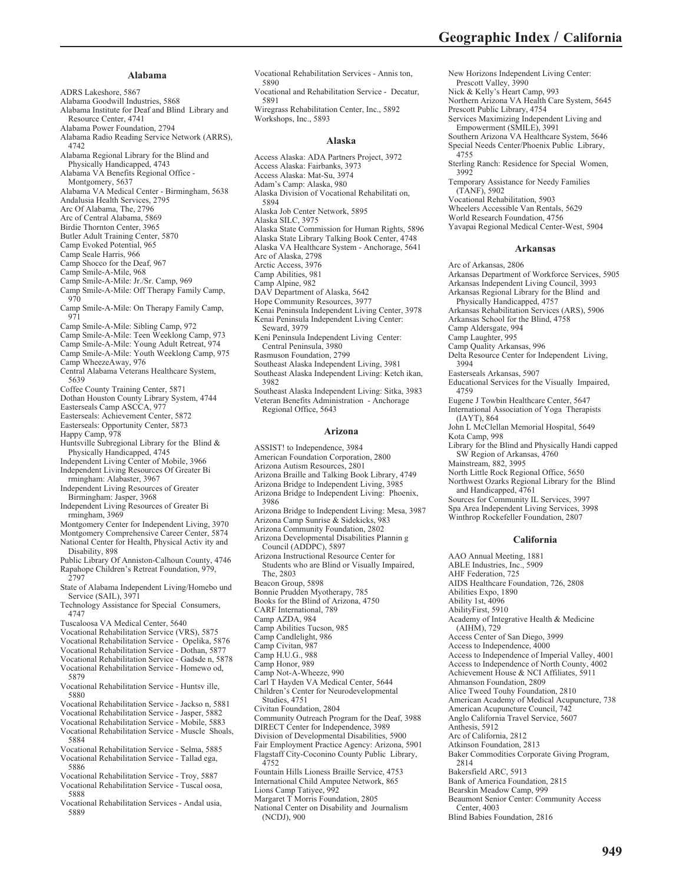## Alabama

ADRS Lakeshore, 5867
Alabama Goodwill Industries, 5868
Alabama Institute for Deaf and Blind Library and Resource Center, 4741
Alabama Power Foundation, 2794
Alabama Radio Reading Service Network (ARRS), 4742
Alabama Regional Library for the Blind and Physically Handicapped, 4743
Alabama VA Benefits Regional Office - Montgomery, 5637
Alabama VA Medical Center - Birmingham, 5638
Andalusia Health Services, 2795
Arc Of Alabama, The, 2796
Arc of Central Alabama, 5869
Birdie Thornton Center, 3965
Butler Adult Training Center, 5870
Camp Evoked Potential, 965
Camp Seale Harris, 966
Camp Shocco for the Deaf, 967
Camp Smile-A-Mile, 968
Camp Smile-A-Mile: Jr./Sr. Camp, 969
Camp Smile-A-Mile: Off Therapy Family Camp, 970
Camp Smile-A-Mile: On Therapy Family Camp, 971
Camp Smile-A-Mile: Sibling Camp, 972
Camp Smile-A-Mile: Teen Weeklong Camp, 973
Camp Smile-A-Mile: Young Adult Retreat, 974
Camp Smile-A-Mile: Youth Weeklong Camp, 975
Camp WheezeAway, 976
Central Alabama Veterans Healthcare System, 5639
Coffee County Training Center, 5871
Dothan Houston County Library System, 4744
Easterseals Camp ASCCA, 977
Easterseals: Achievement Center, 5872
Easterseals: Opportunity Center, 5873
Happy Camp, 978
Huntsville Subregional Library for the Blind & Physically Handicapped, 4745
Independent Living Center of Mobile, 3966
Independent Living Resources Of Greater Bi rmingham: Alabaster, 3967
Independent Living Resources of Greater Birmingham: Jasper, 3968
Independent Living Resources of Greater Bi rmingham, 3969
Montgomery Center for Independent Living, 3970
Montgomery Comprehensive Career Center, 5874
National Center for Health, Physical Activ ity and Disability, 898
Public Library Of Anniston-Calhoun County, 4746
Rapahope Children's Retreat Foundation, 979, 2797
State of Alabama Independent Living/Homebo und Service (SAIL), 3971
Technology Assistance for Special Consumers, 4747
Tuscaloosa VA Medical Center, 5640
Vocational Rehabilitation Service (VRS), 5875
Vocational Rehabilitation Service - Opelika, 5876
Vocational Rehabilitation Service - Dothan, 5877
Vocational Rehabilitation Service - Gadsde n, 5878
Vocational Rehabilitation Service - Homewo od, 5879
Vocational Rehabilitation Service - Huntsv ille, 5880
Vocational Rehabilitation Service - Jackso n, 5881
Vocational Rehabilitation Service - Jasper, 5882
Vocational Rehabilitation Service - Mobile, 5883
Vocational Rehabilitation Service - Muscle Shoals, 5884
Vocational Rehabilitation Service - Selma, 5885
Vocational Rehabilitation Service - Tallad ega, 5886
Vocational Rehabilitation Service - Troy, 5887
Vocational Rehabilitation Service - Tuscal oosa, 5888
Vocational Rehabilitation Services - Andal usia, 5889
Vocational Rehabilitation Services - Annis ton, 5890
Vocational and Rehabilitation Service - Decatur, 5891
Wiregrass Rehabilitation Center, Inc., 5892
Workshops, Inc., 5893

## Alaska

Access Alaska: ADA Partners Project, 3972
Access Alaska: Fairbanks, 3973
Access Alaska: Mat-Su, 3974
Adam's Camp: Alaska, 980
Alaska Division of Vocational Rehabilitati on, 5894
Alaska Job Center Network, 5895
Alaska SILC, 3975
Alaska State Commission for Human Rights, 5896
Alaska State Library Talking Book Center, 4748
Alaska VA Healthcare System - Anchorage, 5641
Arc of Alaska, 2798
Arctic Access, 3976
Camp Abilities, 981
Camp Alpine, 982
DAV Department of Alaska, 5642
Hope Community Resources, 3977
Kenai Peninsula Independent Living Center, 3978
Kenai Peninsula Independent Living Center: Seward, 3979
Keni Peninsula Independent Living Center: Central Peninsula, 3980
Rasmuson Foundation, 2799
Southeast Alaska Independent Living, 3981
Southeast Alaska Independent Living: Ketch ikan, 3982
Southeast Alaska Independent Living: Sitka, 3983
Veteran Benefits Administration - Anchorage Regional Office, 5643

## Arizona

ASSIST! to Independence, 3984
American Foundation Corporation, 2800
Arizona Autism Resources, 2801
Arizona Braille and Talking Book Library, 4749
Arizona Bridge to Independent Living, 3985
Arizona Bridge to Independent Living: Phoenix, 3986
Arizona Bridge to Independent Living: Mesa, 3987
Arizona Camp Sunrise & Sidekicks, 983
Arizona Community Foundation, 2802
Arizona Developmental Disabilities Plannin g Council (ADDPC), 5897
Arizona Instructional Resource Center for Students who are Blind or Visually Impaired, The, 2803
Beacon Group, 5898
Bonnie Prudden Myotherapy, 785
Books for the Blind of Arizona, 4750
CARF International, 789
Camp AZDA, 984
Camp Abilities Tucson, 985
Camp Candlelight, 986
Camp Civitan, 987
Camp H.U.G., 988
Camp Honor, 989
Camp Not-A-Wheeze, 990
Carl T Hayden VA Medical Center, 5644
Children's Center for Neurodevelopmental Studies, 4751
Civitan Foundation, 2804
Community Outreach Program for the Deaf, 3988
DIRECT Center for Independence, 3989
Division of Developmental Disabilities, 5900
Fair Employment Practice Agency: Arizona, 5901
Flagstaff City-Coconino County Public Library, 4752
Fountain Hills Lioness Braille Service, 4753
International Child Amputee Network, 865
Lions Camp Tatiyee, 992
Margaret T Morris Foundation, 2805
National Center on Disability and Journalism (NCDJ), 900
New Horizons Independent Living Center: Prescott Valley, 3990
Nick & Kelly's Heart Camp, 993
Northern Arizona VA Health Care System, 5645
Prescott Public Library, 4754
Services Maximizing Independent Living and Empowerment (SMILE), 3991
Southern Arizona VA Healthcare System, 5646
Special Needs Center/Phoenix Public Library, 4755
Sterling Ranch: Residence for Special Women, 3992
Temporary Assistance for Needy Families (TANF), 5902
Vocational Rehabilitation, 5903
Wheelers Accessible Van Rentals, 5629
World Research Foundation, 4756
Yavapai Regional Medical Center-West, 5904

## Arkansas

Arc of Arkansas, 2806
Arkansas Department of Workforce Services, 5905
Arkansas Independent Living Council, 3993
Arkansas Regional Library for the Blind and Physically Handicapped, 4757
Arkansas Rehabilitation Services (ARS), 5906
Arkansas School for the Blind, 4758
Camp Aldersgate, 994
Camp Laughter, 995
Camp Quality Arkansas, 996
Delta Resource Center for Independent Living, 3994
Easterseals Arkansas, 5907
Educational Services for the Visually Impaired, 4759
Eugene J Towbin Healthcare Center, 5647
International Association of Yoga Therapists (IAYT), 864
John L McClellan Memorial Hospital, 5649
Kota Camp, 998
Library for the Blind and Physically Handi capped SW Region of Arkansas, 4760
Mainstream, 882, 3995
North Little Rock Regional Office, 5650
Northwest Ozarks Regional Library for the Blind and Handicapped, 4761
Sources for Community IL Services, 3997
Spa Area Independent Living Services, 3998
Winthrop Rockefeller Foundation, 2807

## California

AAO Annual Meeting, 1881
ABLE Industries, Inc., 5909
AHF Federation, 725
AIDS Healthcare Foundation, 726, 2808
Abilities Expo, 1890
Ability 1st, 4096
AbilityFirst, 5910
Academy of Integrative Health & Medicine (AIHM), 729
Access Center of San Diego, 3999
Access to Independence, 4000
Access to Independence of Imperial Valley, 4001
Access to Independence of North County, 4002
Achievement House & NCI Affiliates, 5911
Ahmanson Foundation, 2809
Alice Tweed Touhy Foundation, 2810
American Academy of Medical Acupuncture, 738
American Acupuncture Council, 742
Anglo California Travel Service, 5607
Anthesis, 5912
Arc of California, 2812
Atkinson Foundation, 2813
Baker Commodities Corporate Giving Program, 2814
Bakersfield ARC, 5913
Bank of America Foundation, 2815
Bearskin Meadow Camp, 999
Beaumont Senior Center: Community Access Center, 4003
Blind Babies Foundation, 2816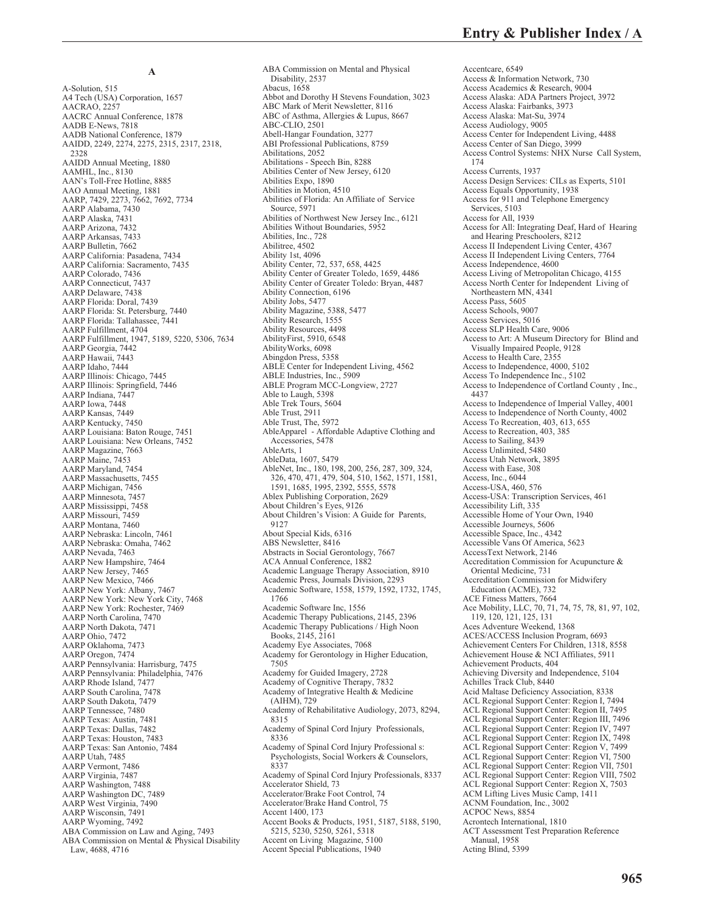## A

A-Solution, 515
A4 Tech (USA) Corporation, 1657
AACRAO, 2257
AACRC Annual Conference, 1878
AADB E-News, 7818
AADB National Conference, 1879
AAIDD, 2249, 2274, 2275, 2315, 2317, 2318, 2328
AAIDD Annual Meeting, 1880
AAMHL, Inc., 8130
AAN's Toll-Free Hotline, 8885
AAO Annual Meeting, 1881
AARP, 7429, 2273, 7662, 7692, 7734
AARP Alabama, 7430
AARP Alaska, 7431
AARP Arizona, 7432
AARP Arkansas, 7433
AARP Bulletin, 7662
AARP California: Pasadena, 7434
AARP California: Sacramento, 7435
AARP Colorado, 7436
AARP Connecticut, 7437
AARP Delaware, 7438
AARP Florida: Doral, 7439
AARP Florida: St. Petersburg, 7440
AARP Florida: Tallahassee, 7441
AARP Fulfillment, 4704
AARP Fulfillment, 1947, 5189, 5220, 5306, 7634
AARP Georgia, 7442
AARP Hawaii, 7443
AARP Idaho, 7444
AARP Illinois: Chicago, 7445
AARP Illinois: Springfield, 7446
AARP Indiana, 7447
AARP Iowa, 7448
AARP Kansas, 7449
AARP Kentucky, 7450
AARP Louisiana: Baton Rouge, 7451
AARP Louisiana: New Orleans, 7452
AARP Magazine, 7663
AARP Maine, 7453
AARP Maryland, 7454
AARP Massachusetts, 7455
AARP Michigan, 7456
AARP Minnesota, 7457
AARP Mississippi, 7458
AARP Missouri, 7459
AARP Montana, 7460
AARP Nebraska: Lincoln, 7461
AARP Nebraska: Omaha, 7462
AARP Nevada, 7463
AARP New Hampshire, 7464
AARP New Jersey, 7465
AARP New Mexico, 7466
AARP New York: Albany, 7467
AARP New York: New York City, 7468
AARP New York: Rochester, 7469
AARP North Carolina, 7470
AARP North Dakota, 7471
AARP Ohio, 7472
AARP Oklahoma, 7473
AARP Oregon, 7474
AARP Pennsylvania: Harrisburg, 7475
AARP Pennsylvania: Philadelphia, 7476
AARP Rhode Island, 7477
AARP South Carolina, 7478
AARP South Dakota, 7479
AARP Tennessee, 7480
AARP Texas: Austin, 7481
AARP Texas: Dallas, 7482
AARP Texas: Houston, 7483
AARP Texas: San Antonio, 7484
AARP Utah, 7485
AARP Vermont, 7486
AARP Virginia, 7487
AARP Washington, 7488
AARP Washington DC, 7489
AARP West Virginia, 7490
AARP Wisconsin, 7491
AARP Wyoming, 7492
ABA Commission on Law and Aging, 7493
ABA Commission on Mental & Physical Disability Law, 4688, 4716
ABA Commission on Mental and Physical Disability, 2537
Abacus, 1658
Abbot and Dorothy H Stevens Foundation, 3023
ABC Mark of Merit Newsletter, 8116
ABC of Asthma, Allergies & Lupus, 8667
ABC-CLIO, 2501
Abell-Hangar Foundation, 3277
ABI Professional Publications, 8759
Abilitations, 2052
Abilitations - Speech Bin, 8288
Abilities Center of New Jersey, 6120
Abilities Expo, 1890
Abilities in Motion, 4510
Abilities of Florida: An Affiliate of Service Source, 5971
Abilities of Northwest New Jersey Inc., 6121
Abilities Without Boundaries, 5952
Abilities, Inc., 728
Abilitree, 4502
Ability 1st, 4096
Ability Center, 72, 537, 658, 4425
Ability Center of Greater Toledo, 1659, 4486
Ability Center of Greater Toledo: Bryan, 4487
Ability Connection, 6196
Ability Jobs, 5477
Ability Magazine, 5388, 5477
Ability Research, 1555
Ability Resources, 4498
AbilityFirst, 5910, 6548
AbilityWorks, 6098
Abingdon Press, 5358
ABLE Center for Independent Living, 4562
ABLE Industries, Inc., 5909
ABLE Program MCC-Longview, 2727
Able to Laugh, 5398
Able Trek Tours, 5604
Able Trust, 2911
Able Trust, The, 5972
AbleApparel - Affordable Adaptive Clothing and Accessories, 5478
AbleArts, 1
AbleData, 1607, 5479
AbleNet, Inc., 180, 198, 200, 256, 287, 309, 324, 326, 470, 471, 479, 504, 510, 1562, 1571, 1581, 1591, 1685, 1995, 2392, 5555, 5578
Ablex Publishing Corporation, 2629
About Children's Eyes, 9126
About Children's Vision: A Guide for Parents, 9127
About Special Kids, 6316
ABS Newsletter, 8416
Abstracts in Social Gerontology, 7667
ACA Annual Conference, 1882
Academic Language Therapy Association, 8910
Academic Press, Journals Division, 2293
Academic Software, 1558, 1579, 1592, 1732, 1745, 1766
Academic Software Inc, 1556
Academic Therapy Publications, 2145, 2396
Academic Therapy Publications / High Noon Books, 2145, 2161
Academy Eye Associates, 7068
Academy for Gerontology in Higher Education, 7505
Academy for Guided Imagery, 2728
Academy of Cognitive Therapy, 7832
Academy of Integrative Health & Medicine (AIHM), 729
Academy of Rehabilitative Audiology, 2073, 8294, 8315
Academy of Spinal Cord Injury Professionals, 8336
Academy of Spinal Cord Injury Professional s: Psychologists, Social Workers & Counselors, 8337
Academy of Spinal Cord Injury Professionals, 8337
Accelerator Shield, 73
Accelerator/Brake Foot Control, 74
Accelerator/Brake Hand Control, 75
Accent 1400, 173
Accent Books & Products, 1951, 5187, 5188, 5190, 5215, 5230, 5250, 5261, 5318
Accent on Living Magazine, 5100
Accent Special Publications, 1940
Accentcare, 6549
Access & Information Network, 730
Access Academics & Research, 9004
Access Alaska: ADA Partners Project, 3972
Access Alaska: Fairbanks, 3973
Access Alaska: Mat-Su, 3974
Access Audiology, 9005
Access Center for Independent Living, 4488
Access Center of San Diego, 3999
Access Control Systems: NHX Nurse Call System, 174
Access Currents, 1937
Access Design Services: CILs as Experts, 5101
Access Equals Opportunity, 1938
Access for 911 and Telephone Emergency Services, 5103
Access for All, 1939
Access for All: Integrating Deaf, Hard of Hearing and Hearing Preschoolers, 8212
Access II Independent Living Center, 4367
Access II Independent Living Centers, 7764
Access Independence, 4600
Access Living of Metropolitan Chicago, 4155
Access North Center for Independent Living of Northeastern MN, 4341
Access Pass, 5605
Access Schools, 9007
Access Services, 5016
Access SLP Health Care, 9006
Access to Art: A Museum Directory for Blind and Visually Impaired People, 9128
Access to Health Care, 2355
Access to Independence, 4000, 5102
Access To Independence Inc., 5102
Access to Independence of Cortland County , Inc., 4437
Access to Independence of Imperial Valley, 4001
Access to Independence of North County, 4002
Access To Recreation, 403, 613, 655
Access to Recreation, 403, 385
Access to Sailing, 8439
Access Unlimited, 5480
Access Utah Network, 3895
Access with Ease, 308
Access, Inc., 6044
Access-USA, 460, 576
Access-USA: Transcription Services, 461
Accessibility Lift, 335
Accessible Home of Your Own, 1940
Accessible Journeys, 5606
Accessible Space, Inc., 4342
Accessible Vans Of America, 5623
AccessText Network, 2146
Accreditation Commission for Acupuncture & Oriental Medicine, 731
Accreditation Commission for Midwifery Education (ACME), 732
ACE Fitness Matters, 7664
Ace Mobility, LLC, 70, 71, 74, 75, 78, 81, 97, 102, 119, 120, 121, 125, 131
Aces Adventure Weekend, 1368
ACES/ACCESS Inclusion Program, 6693
Achievement Centers For Children, 1318, 8558
Achievement House & NCI Affiliates, 5911
Achievement Products, 404
Achieving Diversity and Independence, 5104
Achilles Track Club, 8440
Acid Maltase Deficiency Association, 8338
ACL Regional Support Center: Region I, 7494
ACL Regional Support Center: Region II, 7495
ACL Regional Support Center: Region III, 7496
ACL Regional Support Center: Region IV, 7497
ACL Regional Support Center: Region IX, 7498
ACL Regional Support Center: Region V, 7499
ACL Regional Support Center: Region VI, 7500
ACL Regional Support Center: Region VII, 7501
ACL Regional Support Center: Region VIII, 7502
ACL Regional Support Center: Region X, 7503
ACM Lifting Lives Music Camp, 1411
ACNM Foundation, Inc., 3002
ACPOC News, 8854
Acrontech International, 1810
ACT Assessment Test Preparation Reference Manual, 1958
Acting Blind, 5399